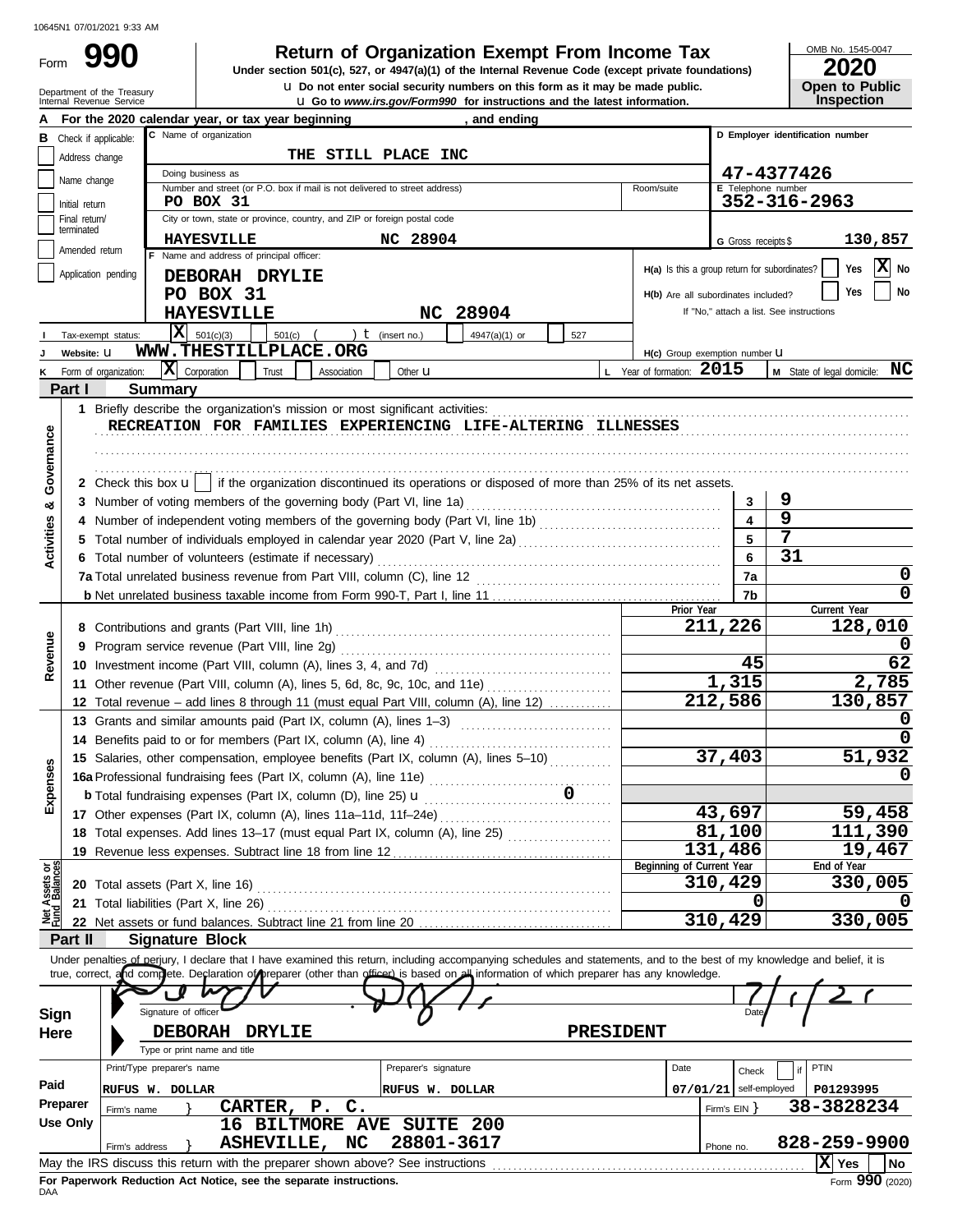10645N1 07/01/2021 9:33 AM

Form **990**

# Return of Organization Exempt From Income Tax

**Under section 501(c), 527, or 4947(a)(1) of the Internal Revenue Code (except private foundations)**

u Do not enter social security numbers on this form as it may be made public.

u Go to *www.irs.gov/Form990* for instructions and the latest information.

Department of the Treasury
Internal Revenue Service

OMB No. 1545-0047

**2020**

**Open to Public Inspection**

**A** For the 2020 calendar year, or tax year beginning , and ending

**B** Check if applicable:
- Address change
- Name change
- Initial return
- Final return/terminated
- Amended return
- Application pending

**C** Name of organization: THE STILL PLACE INC

Doing business as

Number and street (or P.O. box if mail is not delivered to street address): PO BOX 31 — Room/suite

City or town, state or province, country, and ZIP or foreign postal code: HAYESVILLE NC 28904

**D** Employer identification number: 47-4377426

**E** Telephone number: 352-316-2963

**G** Gross receipts $ 130,857

**F** Name and address of principal officer:
DEBORAH DRYLIE
PO BOX 31
HAYESVILLE NC 28904

**H(a)** Is this a group return for subordinates? Yes [ ] No [X]

**H(b)** Are all subordinates included? Yes [ ] No [ ]
If "No," attach a list. See instructions

**I** Tax-exempt status: [X] 501(c)(3) [ ] 501(c) ( ) t (insert no.) [ ] 4947(a)(1) or [ ] 527

**J** Website: u WWW.THESTILLPLACE.ORG

**H(c)** Group exemption number u

**K** Form of organization: [X] Corporation [ ] Trust [ ] Association [ ] Other u

**L** Year of formation: 2015

**M** State of legal domicile: NC

## Part I Summary

**Activities & Governance**

1 Briefly describe the organization's mission or most significant activities:
RECREATION FOR FAMILIES EXPERIENCING LIFE-ALTERING ILLNESSES

2 Check this box u [ ] if the organization discontinued its operations or disposed of more than 25% of its net assets.

| | | | |
|---|---|---|---|
| 3 | Number of voting members of the governing body (Part VI, line 1a) | 3 | 9 |
| 4 | Number of independent voting members of the governing body (Part VI, line 1b) | 4 | 9 |
| 5 | Total number of individuals employed in calendar year 2020 (Part V, line 2a) | 5 | 7 |
| 6 | Total number of volunteers (estimate if necessary) | 6 | 31 |
| 7a | Total unrelated business revenue from Part VIII, column (C), line 12 | 7a | 0 |
| b | Net unrelated business taxable income from Form 990-T, Part I, line 11 | 7b | 0 |

| | | | Prior Year | Current Year |
|---|---|---|---|---|
| **Revenue** | 8 | Contributions and grants (Part VIII, line 1h) | 211,226 | 128,010 |
| | 9 | Program service revenue (Part VIII, line 2g) | | 0 |
| | 10 | Investment income (Part VIII, column (A), lines 3, 4, and 7d) | 45 | 62 |
| | 11 | Other revenue (Part VIII, column (A), lines 5, 6d, 8c, 9c, 10c, and 11e) | 1,315 | 2,785 |
| | 12 | Total revenue – add lines 8 through 11 (must equal Part VIII, column (A), line 12) | 212,586 | 130,857 |
| **Expenses** | 13 | Grants and similar amounts paid (Part IX, column (A), lines 1–3) | | 0 |
| | 14 | Benefits paid to or for members (Part IX, column (A), line 4) | | 0 |
| | 15 | Salaries, other compensation, employee benefits (Part IX, column (A), lines 5–10) | 37,403 | 51,932 |
| | 16a | Professional fundraising fees (Part IX, column (A), line 11e) | | 0 |
| | b | Total fundraising expenses (Part IX, column (D), line 25) u 0 | | |
| | 17 | Other expenses (Part IX, column (A), lines 11a–11d, 11f–24e) | 43,697 | 59,458 |
| | 18 | Total expenses. Add lines 13–17 (must equal Part IX, column (A), line 25) | 81,100 | 111,390 |
| | 19 | Revenue less expenses. Subtract line 18 from line 12 | 131,486 | 19,467 |
| | | | **Beginning of Current Year** | **End of Year** |
| **Net Assets or Fund Balances** | 20 | Total assets (Part X, line 16) | 310,429 | 330,005 |
| | 21 | Total liabilities (Part X, line 26) | 0 | 0 |
| | 22 | Net assets or fund balances. Subtract line 21 from line 20 | 310,429 | 330,005 |

## Part II Signature Block

Under penalties of perjury, I declare that I have examined this return, including accompanying schedules and statements, and to the best of my knowledge and belief, it is true, correct, and complete. Declaration of preparer (other than officer) is based on all information of which preparer has any knowledge.

**Sign Here**

Signature of officer — Date: 7/1/21

DEBORAH DRYLIE — PRESIDENT

Type or print name and title

| **Paid Preparer Use Only** | | | | |
|---|---|---|---|---|
| Print/Type preparer's name | Preparer's signature | Date | Check [ ] if self-employed | PTIN |
| RUFUS W. DOLLAR | RUFUS W. DOLLAR | 07/01/21 | | P01293995 |
| Firm's name } CARTER, P. C. | | | Firm's EIN } | 38-3828234 |
| Firm's address } 16 BILTMORE AVE SUITE 200 ASHEVILLE, NC 28801-3617 | | | Phone no. | 828-259-9900 |

May the IRS discuss this return with the preparer shown above? See instructions [X] Yes [ ] No

**For Paperwork Reduction Act Notice, see the separate instructions.**

DAA

Form **990** (2020)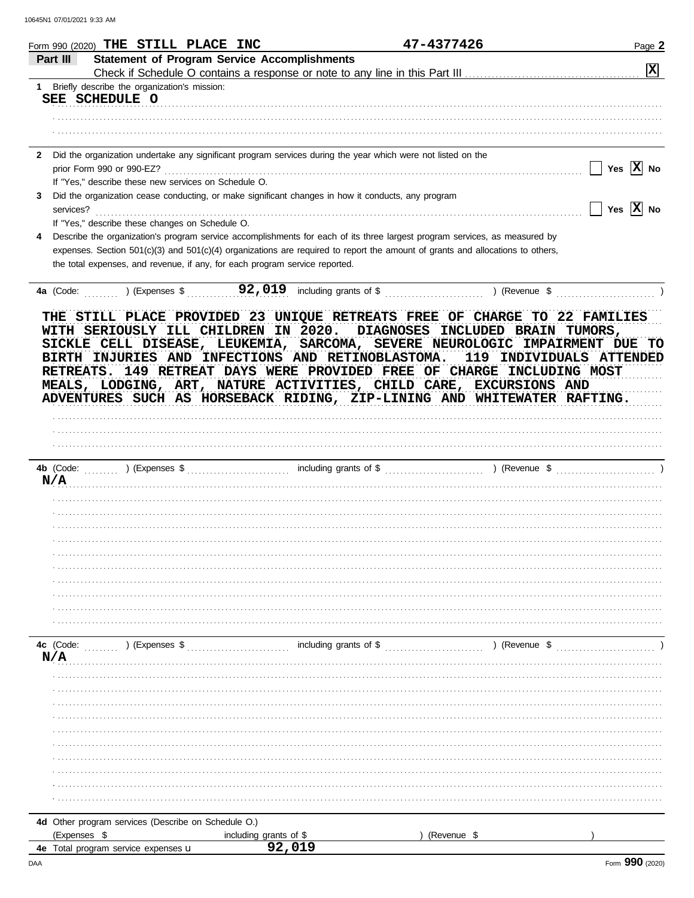Form 990 (2020) THE STILL PLACE INC 47-4377426

## Part III Statement of Program Service Accomplishments

Check if Schedule O contains a response or note to any line in this Part III [X]

1 Briefly describe the organization's mission:

SEE SCHEDULE O

2 Did the organization undertake any significant program services during the year which were not listed on the prior Form 990 or 990-EZ? [ ] Yes [X] No

If "Yes," describe these new services on Schedule O.

3 Did the organization cease conducting, or make significant changes in how it conducts, any program services? [ ] Yes [X] No

If "Yes," describe these changes on Schedule O.

4 Describe the organization's program service accomplishments for each of its three largest program services, as measured by expenses. Section 501(c)(3) and 501(c)(4) organizations are required to report the amount of grants and allocations to others, the total expenses, and revenue, if any, for each program service reported.

4a (Code: ) (Expenses $ 92,019 including grants of $ ) (Revenue $ )

THE STILL PLACE PROVIDED 23 UNIQUE RETREATS FREE OF CHARGE TO 22 FAMILIES WITH SERIOUSLY ILL CHILDREN IN 2020. DIAGNOSES INCLUDED BRAIN TUMORS, SICKLE CELL DISEASE, LEUKEMIA, SARCOMA, SEVERE NEUROLOGIC IMPAIRMENT DUE TO BIRTH INJURIES AND INFECTIONS AND RETINOBLASTOMA. 119 INDIVIDUALS ATTENDED RETREATS. 149 RETREAT DAYS WERE PROVIDED FREE OF CHARGE INCLUDING MOST MEALS, LODGING, ART, NATURE ACTIVITIES, CHILD CARE, EXCURSIONS AND ADVENTURES SUCH AS HORSEBACK RIDING, ZIP-LINING AND WHITEWATER RAFTING.

4b (Code: ) (Expenses $ including grants of $ ) (Revenue $ )

N/A

4c (Code: ) (Expenses $ including grants of $ ) (Revenue $ )

N/A

4d Other program services (Describe on Schedule O.)

(Expenses $ including grants of $ ) (Revenue $ )

4e Total program service expenses 92,019

Form 990 (2020)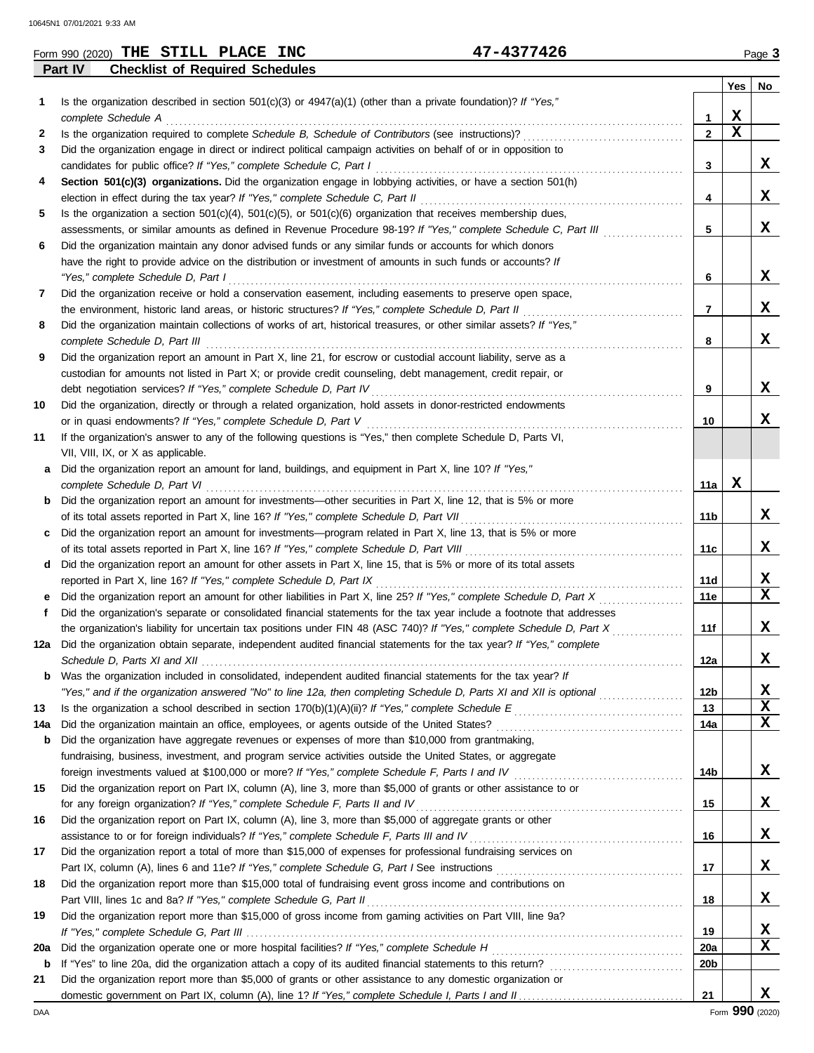Form 990 (2020) **THE STILL PLACE INC** **47-4377426** Page **3**

**Part IV Checklist of Required Schedules**

| | | | Yes | No |
|---|---|---|---|---|
| **1** | Is the organization described in section 501(c)(3) or 4947(a)(1) (other than a private foundation)? *If "Yes," complete Schedule A* | **1** | X | |
| **2** | Is the organization required to complete *Schedule B, Schedule of Contributors* (see instructions)? | **2** | X | |
| **3** | Did the organization engage in direct or indirect political campaign activities on behalf of or in opposition to candidates for public office? *If "Yes," complete Schedule C, Part I* | **3** | | X |
| **4** | **Section 501(c)(3) organizations.** Did the organization engage in lobbying activities, or have a section 501(h) election in effect during the tax year? *If "Yes," complete Schedule C, Part II* | **4** | | X |
| **5** | Is the organization a section 501(c)(4), 501(c)(5), or 501(c)(6) organization that receives membership dues, assessments, or similar amounts as defined in Revenue Procedure 98-19? *If "Yes," complete Schedule C, Part III* | **5** | | X |
| **6** | Did the organization maintain any donor advised funds or any similar funds or accounts for which donors have the right to provide advice on the distribution or investment of amounts in such funds or accounts? *If "Yes," complete Schedule D, Part I* | **6** | | X |
| **7** | Did the organization receive or hold a conservation easement, including easements to preserve open space, the environment, historic land areas, or historic structures? *If "Yes," complete Schedule D, Part II* | **7** | | X |
| **8** | Did the organization maintain collections of works of art, historical treasures, or other similar assets? *If "Yes," complete Schedule D, Part III* | **8** | | X |
| **9** | Did the organization report an amount in Part X, line 21, for escrow or custodial account liability, serve as a custodian for amounts not listed in Part X; or provide credit counseling, debt management, credit repair, or debt negotiation services? *If "Yes," complete Schedule D, Part IV* | **9** | | X |
| **10** | Did the organization, directly or through a related organization, hold assets in donor-restricted endowments or in quasi endowments? *If "Yes," complete Schedule D, Part V* | **10** | | X |
| **11** | If the organization's answer to any of the following questions is "Yes," then complete Schedule D, Parts VI, VII, VIII, IX, or X as applicable. | | | |
| **a** | Did the organization report an amount for land, buildings, and equipment in Part X, line 10? *If "Yes," complete Schedule D, Part VI* | **11a** | X | |
| **b** | Did the organization report an amount for investments—other securities in Part X, line 12, that is 5% or more of its total assets reported in Part X, line 16? *If "Yes," complete Schedule D, Part VII* | **11b** | | X |
| **c** | Did the organization report an amount for investments—program related in Part X, line 13, that is 5% or more of its total assets reported in Part X, line 16? *If "Yes," complete Schedule D, Part VIII* | **11c** | | X |
| **d** | Did the organization report an amount for other assets in Part X, line 15, that is 5% or more of its total assets reported in Part X, line 16? *If "Yes," complete Schedule D, Part IX* | **11d** | | X |
| **e** | Did the organization report an amount for other liabilities in Part X, line 25? *If "Yes," complete Schedule D, Part X* | **11e** | | X |
| **f** | Did the organization's separate or consolidated financial statements for the tax year include a footnote that addresses the organization's liability for uncertain tax positions under FIN 48 (ASC 740)? *If "Yes," complete Schedule D, Part X* | **11f** | | X |
| **12a** | Did the organization obtain separate, independent audited financial statements for the tax year? *If "Yes," complete Schedule D, Parts XI and XII* | **12a** | | X |
| **b** | Was the organization included in consolidated, independent audited financial statements for the tax year? *If "Yes," and if the organization answered "No" to line 12a, then completing Schedule D, Parts XI and XII is optional* | **12b** | | X |
| **13** | Is the organization a school described in section 170(b)(1)(A)(ii)? *If "Yes," complete Schedule E* | **13** | | X |
| **14a** | Did the organization maintain an office, employees, or agents outside of the United States? | **14a** | | X |
| **b** | Did the organization have aggregate revenues or expenses of more than $10,000 from grantmaking, fundraising, business, investment, and program service activities outside the United States, or aggregate foreign investments valued at $100,000 or more? *If "Yes," complete Schedule F, Parts I and IV* | **14b** | | X |
| **15** | Did the organization report on Part IX, column (A), line 3, more than $5,000 of grants or other assistance to or for any foreign organization? *If "Yes," complete Schedule F, Parts II and IV* | **15** | | X |
| **16** | Did the organization report on Part IX, column (A), line 3, more than $5,000 of aggregate grants or other assistance to or for foreign individuals? *If "Yes," complete Schedule F, Parts III and IV* | **16** | | X |
| **17** | Did the organization report a total of more than $15,000 of expenses for professional fundraising services on Part IX, column (A), lines 6 and 11e? *If "Yes," complete Schedule G, Part I* See instructions | **17** | | X |
| **18** | Did the organization report more than $15,000 total of fundraising event gross income and contributions on Part VIII, lines 1c and 8a? *If "Yes," complete Schedule G, Part II* | **18** | | X |
| **19** | Did the organization report more than $15,000 of gross income from gaming activities on Part VIII, line 9a? *If "Yes," complete Schedule G, Part III* | **19** | | X |
| **20a** | Did the organization operate one or more hospital facilities? *If "Yes," complete Schedule H* | **20a** | | X |
| **b** | If "Yes" to line 20a, did the organization attach a copy of its audited financial statements to this return? | **20b** | | |
| **21** | Did the organization report more than $5,000 of grants or other assistance to any domestic organization or domestic government on Part IX, column (A), line 1? *If "Yes," complete Schedule I, Parts I and II* | **21** | | X |

Form **990** (2020)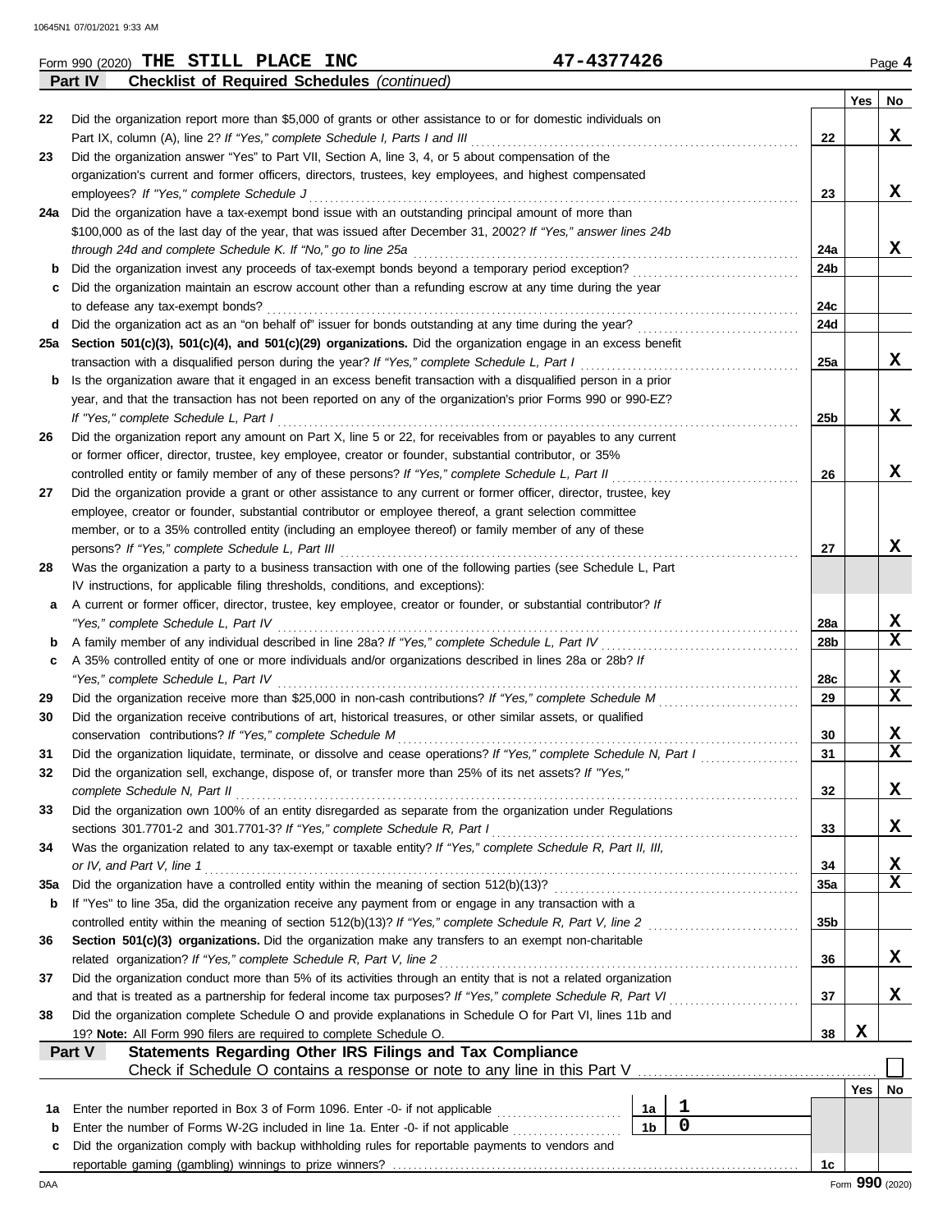Form 990 (2020) **THE STILL PLACE INC** **47-4377426** Page **4**

**Part IV** **Checklist of Required Schedules** *(continued)*

| | | | Yes | No |
|---|---|---|---|---|
| 22 | Did the organization report more than $5,000 of grants or other assistance to or for domestic individuals on Part IX, column (A), line 2? *If "Yes," complete Schedule I, Parts I and III* | 22 | | X |
| 23 | Did the organization answer "Yes" to Part VII, Section A, line 3, 4, or 5 about compensation of the organization's current and former officers, directors, trustees, key employees, and highest compensated employees? *If "Yes," complete Schedule J* | 23 | | X |
| 24a | Did the organization have a tax-exempt bond issue with an outstanding principal amount of more than $100,000 as of the last day of the year, that was issued after December 31, 2002? *If "Yes," answer lines 24b through 24d and complete Schedule K. If "No," go to line 25a* | 24a | | X |
| b | Did the organization invest any proceeds of tax-exempt bonds beyond a temporary period exception? | 24b | | |
| c | Did the organization maintain an escrow account other than a refunding escrow at any time during the year to defease any tax-exempt bonds? | 24c | | |
| d | Did the organization act as an "on behalf of" issuer for bonds outstanding at any time during the year? | 24d | | |
| 25a | **Section 501(c)(3), 501(c)(4), and 501(c)(29) organizations.** Did the organization engage in an excess benefit transaction with a disqualified person during the year? *If "Yes," complete Schedule L, Part I* | 25a | | X |
| b | Is the organization aware that it engaged in an excess benefit transaction with a disqualified person in a prior year, and that the transaction has not been reported on any of the organization's prior Forms 990 or 990-EZ? *If "Yes," complete Schedule L, Part I* | 25b | | X |
| 26 | Did the organization report any amount on Part X, line 5 or 22, for receivables from or payables to any current or former officer, director, trustee, key employee, creator or founder, substantial contributor, or 35% controlled entity or family member of any of these persons? *If "Yes," complete Schedule L, Part II* | 26 | | X |
| 27 | Did the organization provide a grant or other assistance to any current or former officer, director, trustee, key employee, creator or founder, substantial contributor or employee thereof, a grant selection committee member, or to a 35% controlled entity (including an employee thereof) or family member of any of these persons? *If "Yes," complete Schedule L, Part III* | 27 | | X |
| 28 | Was the organization a party to a business transaction with one of the following parties (see Schedule L, Part IV instructions, for applicable filing thresholds, conditions, and exceptions): | | | |
| a | A current or former officer, director, trustee, key employee, creator or founder, or substantial contributor? *If "Yes," complete Schedule L, Part IV* | 28a | | X |
| b | A family member of any individual described in line 28a? *If "Yes," complete Schedule L, Part IV* | 28b | | X |
| c | A 35% controlled entity of one or more individuals and/or organizations described in lines 28a or 28b? *If "Yes," complete Schedule L, Part IV* | 28c | | X |
| 29 | Did the organization receive more than $25,000 in non-cash contributions? *If "Yes," complete Schedule M* | 29 | | X |
| 30 | Did the organization receive contributions of art, historical treasures, or other similar assets, or qualified conservation contributions? *If "Yes," complete Schedule M* | 30 | | X |
| 31 | Did the organization liquidate, terminate, or dissolve and cease operations? *If "Yes," complete Schedule N, Part I* | 31 | | X |
| 32 | Did the organization sell, exchange, dispose of, or transfer more than 25% of its net assets? *If "Yes," complete Schedule N, Part II* | 32 | | X |
| 33 | Did the organization own 100% of an entity disregarded as separate from the organization under Regulations sections 301.7701-2 and 301.7701-3? *If "Yes," complete Schedule R, Part I* | 33 | | X |
| 34 | Was the organization related to any tax-exempt or taxable entity? *If "Yes," complete Schedule R, Part II, III, or IV, and Part V, line 1* | 34 | | X |
| 35a | Did the organization have a controlled entity within the meaning of section 512(b)(13)? | 35a | | X |
| b | If "Yes" to line 35a, did the organization receive any payment from or engage in any transaction with a controlled entity within the meaning of section 512(b)(13)? *If "Yes," complete Schedule R, Part V, line 2* | 35b | | |
| 36 | **Section 501(c)(3) organizations.** Did the organization make any transfers to an exempt non-charitable related organization? *If "Yes," complete Schedule R, Part V, line 2* | 36 | | X |
| 37 | Did the organization conduct more than 5% of its activities through an entity that is not a related organization and that is treated as a partnership for federal income tax purposes? *If "Yes," complete Schedule R, Part VI* | 37 | | X |
| 38 | Did the organization complete Schedule O and provide explanations in Schedule O for Part VI, lines 11b and 19? **Note:** All Form 990 filers are required to complete Schedule O. | 38 | X | |

**Part V** **Statements Regarding Other IRS Filings and Tax Compliance**

Check if Schedule O contains a response or note to any line in this Part V ☐

| | | | | | Yes | No |
|---|---|---|---|---|---|---|
| 1a | Enter the number reported in Box 3 of Form 1096. Enter -0- if not applicable | 1a | 1 | | | |
| b | Enter the number of Forms W-2G included in line 1a. Enter -0- if not applicable | 1b | 0 | | | |
| c | Did the organization comply with backup withholding rules for reportable payments to vendors and reportable gaming (gambling) winnings to prize winners? | | | 1c | | |

Form **990** (2020)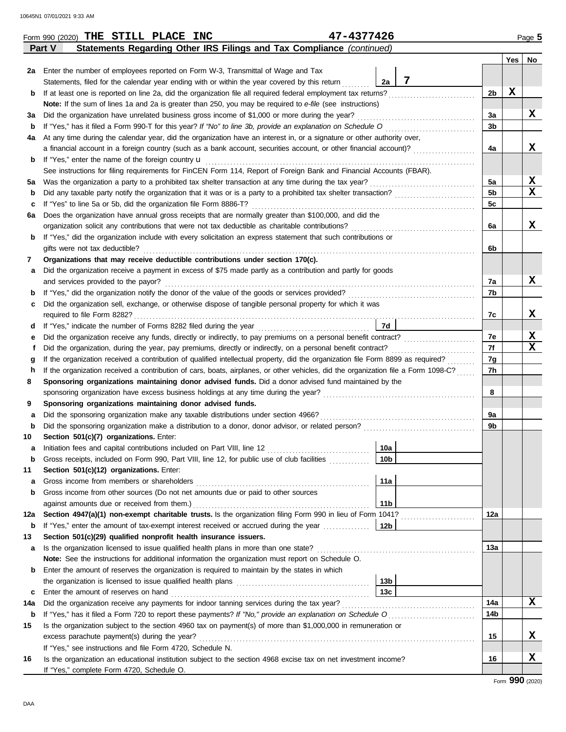Form 990 (2020) **THE STILL PLACE INC** **47-4377426** Page **5**

## Part V Statements Regarding Other IRS Filings and Tax Compliance *(continued)*

| | | | | | Yes | No |
|---|---|---|---|---|---|---|
| **2a** | Enter the number of employees reported on Form W-3, Transmittal of Wage and Tax Statements, filed for the calendar year ending with or within the year covered by this return | 2a | 7 | | | |
| **b** | If at least one is reported on line 2a, did the organization file all required federal employment tax returns? | | | 2b | X | |
| | **Note:** If the sum of lines 1a and 2a is greater than 250, you may be required to *e-file* (see instructions) | | | | | |
| **3a** | Did the organization have unrelated business gross income of $1,000 or more during the year? | | | 3a | | X |
| **b** | If "Yes," has it filed a Form 990-T for this year? *If "No" to line 3b, provide an explanation on Schedule O* | | | 3b | | |
| **4a** | At any time during the calendar year, did the organization have an interest in, or a signature or other authority over, a financial account in a foreign country (such as a bank account, securities account, or other financial account)? | | | 4a | | X |
| **b** | If "Yes," enter the name of the foreign country u | | | | | |
| | See instructions for filing requirements for FinCEN Form 114, Report of Foreign Bank and Financial Accounts (FBAR). | | | | | |
| **5a** | Was the organization a party to a prohibited tax shelter transaction at any time during the tax year? | | | 5a | | X |
| **b** | Did any taxable party notify the organization that it was or is a party to a prohibited tax shelter transaction? | | | 5b | | X |
| **c** | If "Yes" to line 5a or 5b, did the organization file Form 8886-T? | | | 5c | | |
| **6a** | Does the organization have annual gross receipts that are normally greater than $100,000, and did the organization solicit any contributions that were not tax deductible as charitable contributions? | | | 6a | | X |
| **b** | If "Yes," did the organization include with every solicitation an express statement that such contributions or gifts were not tax deductible? | | | 6b | | |
| **7** | **Organizations that may receive deductible contributions under section 170(c).** | | | | | |
| **a** | Did the organization receive a payment in excess of $75 made partly as a contribution and partly for goods and services provided to the payor? | | | 7a | | X |
| **b** | If "Yes," did the organization notify the donor of the value of the goods or services provided? | | | 7b | | |
| **c** | Did the organization sell, exchange, or otherwise dispose of tangible personal property for which it was required to file Form 8282? | | | 7c | | X |
| **d** | If "Yes," indicate the number of Forms 8282 filed during the year | 7d | | | | |
| **e** | Did the organization receive any funds, directly or indirectly, to pay premiums on a personal benefit contract? | | | 7e | | X |
| **f** | Did the organization, during the year, pay premiums, directly or indirectly, on a personal benefit contract? | | | 7f | | X |
| **g** | If the organization received a contribution of qualified intellectual property, did the organization file Form 8899 as required? | | | 7g | | |
| **h** | If the organization received a contribution of cars, boats, airplanes, or other vehicles, did the organization file a Form 1098-C? | | | 7h | | |
| **8** | **Sponsoring organizations maintaining donor advised funds.** Did a donor advised fund maintained by the sponsoring organization have excess business holdings at any time during the year? | | | 8 | | |
| **9** | **Sponsoring organizations maintaining donor advised funds.** | | | | | |
| **a** | Did the sponsoring organization make any taxable distributions under section 4966? | | | 9a | | |
| **b** | Did the sponsoring organization make a distribution to a donor, donor advisor, or related person? | | | 9b | | |
| **10** | **Section 501(c)(7) organizations.** Enter: | | | | | |
| **a** | Initiation fees and capital contributions included on Part VIII, line 12 | 10a | | | | |
| **b** | Gross receipts, included on Form 990, Part VIII, line 12, for public use of club facilities | 10b | | | | |
| **11** | **Section 501(c)(12) organizations.** Enter: | | | | | |
| **a** | Gross income from members or shareholders | 11a | | | | |
| **b** | Gross income from other sources (Do not net amounts due or paid to other sources against amounts due or received from them.) | 11b | | | | |
| **12a** | **Section 4947(a)(1) non-exempt charitable trusts.** Is the organization filing Form 990 in lieu of Form 1041? | | | 12a | | |
| **b** | If "Yes," enter the amount of tax-exempt interest received or accrued during the year | 12b | | | | |
| **13** | **Section 501(c)(29) qualified nonprofit health insurance issuers.** | | | | | |
| **a** | Is the organization licensed to issue qualified health plans in more than one state? | | | 13a | | |
| | **Note:** See the instructions for additional information the organization must report on Schedule O. | | | | | |
| **b** | Enter the amount of reserves the organization is required to maintain by the states in which the organization is licensed to issue qualified health plans | 13b | | | | |
| **c** | Enter the amount of reserves on hand | 13c | | | | |
| **14a** | Did the organization receive any payments for indoor tanning services during the tax year? | | | 14a | | X |
| **b** | If "Yes," has it filed a Form 720 to report these payments? *If "No," provide an explanation on Schedule O* | | | 14b | | |
| **15** | Is the organization subject to the section 4960 tax on payment(s) of more than $1,000,000 in remuneration or excess parachute payment(s) during the year? | | | 15 | | X |
| | If "Yes," see instructions and file Form 4720, Schedule N. | | | | | |
| **16** | Is the organization an educational institution subject to the section 4968 excise tax on net investment income? | | | 16 | | X |
| | If "Yes," complete Form 4720, Schedule O. | | | | | |

Form **990** (2020)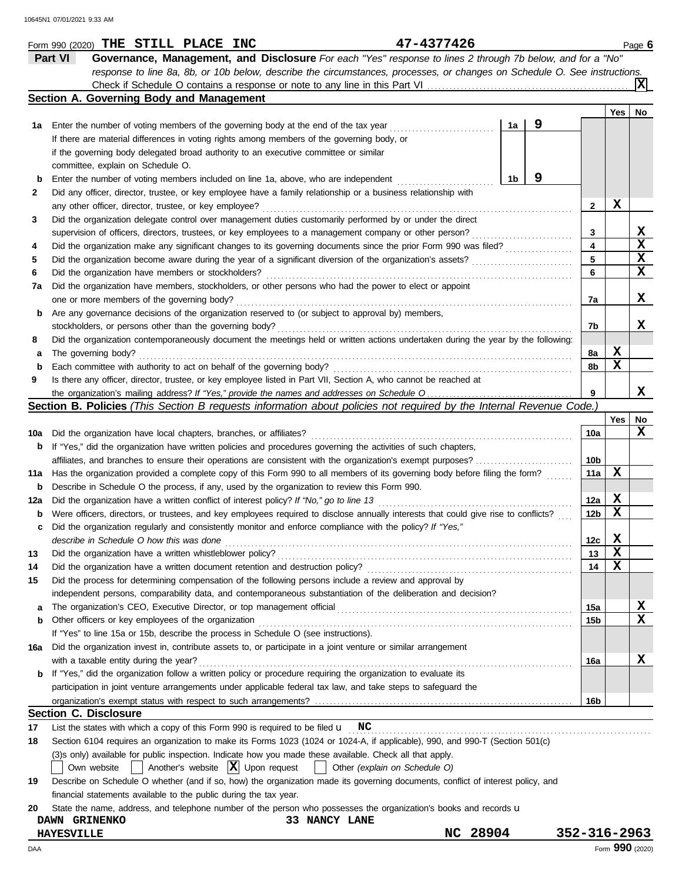Form 990 (2020) **THE STILL PLACE INC** **47-4377426** Page **6**

**Part VI** **Governance, Management, and Disclosure** *For each "Yes" response to lines 2 through 7b below, and for a "No" response to line 8a, 8b, or 10b below, describe the circumstances, processes, or changes on Schedule O. See instructions.*

Check if Schedule O contains a response or note to any line in this Part VI . . . . . . . . . . [X]

## Section A. Governing Body and Management

| | | | | Yes | No |
|---|---|---|---|---|---|
| **1a** | Enter the number of voting members of the governing body at the end of the tax year . . . . . If there are material differences in voting rights among members of the governing body, or if the governing body delegated broad authority to an executive committee or similar committee, explain on Schedule O. | 1a | 9 | | |
| **b** | Enter the number of voting members included on line 1a, above, who are independent . . . . . | 1b | 9 | | |
| **2** | Did any officer, director, trustee, or key employee have a family relationship or a business relationship with any other officer, director, trustee, or key employee? | | 2 | X | |
| **3** | Did the organization delegate control over management duties customarily performed by or under the direct supervision of officers, directors, trustees, or key employees to a management company or other person? | | 3 | | X |
| **4** | Did the organization make any significant changes to its governing documents since the prior Form 990 was filed? | | 4 | | X |
| **5** | Did the organization become aware during the year of a significant diversion of the organization's assets? | | 5 | | X |
| **6** | Did the organization have members or stockholders? | | 6 | | X |
| **7a** | Did the organization have members, stockholders, or other persons who had the power to elect or appoint one or more members of the governing body? | | 7a | | X |
| **b** | Are any governance decisions of the organization reserved to (or subject to approval by) members, stockholders, or persons other than the governing body? | | 7b | | X |
| **8** | Did the organization contemporaneously document the meetings held or written actions undertaken during the year by the following: | | | | |
| **a** | The governing body? | | 8a | X | |
| **b** | Each committee with authority to act on behalf of the governing body? | | 8b | X | |
| **9** | Is there any officer, director, trustee, or key employee listed in Part VII, Section A, who cannot be reached at the organization's mailing address? *If "Yes," provide the names and addresses on Schedule O* | | 9 | | X |

## Section B. Policies *(This Section B requests information about policies not required by the Internal Revenue Code.)*

| | | | Yes | No |
|---|---|---|---|---|
| **10a** | Did the organization have local chapters, branches, or affiliates? | 10a | | X |
| **b** | If "Yes," did the organization have written policies and procedures governing the activities of such chapters, affiliates, and branches to ensure their operations are consistent with the organization's exempt purposes? | 10b | | |
| **11a** | Has the organization provided a complete copy of this Form 990 to all members of its governing body before filing the form? | 11a | X | |
| **b** | Describe in Schedule O the process, if any, used by the organization to review this Form 990. | | | |
| **12a** | Did the organization have a written conflict of interest policy? *If "No," go to line 13* | 12a | X | |
| **b** | Were officers, directors, or trustees, and key employees required to disclose annually interests that could give rise to conflicts? | 12b | X | |
| **c** | Did the organization regularly and consistently monitor and enforce compliance with the policy? *If "Yes," describe in Schedule O how this was done* | 12c | X | |
| **13** | Did the organization have a written whistleblower policy? | 13 | X | |
| **14** | Did the organization have a written document retention and destruction policy? | 14 | X | |
| **15** | Did the process for determining compensation of the following persons include a review and approval by independent persons, comparability data, and contemporaneous substantiation of the deliberation and decision? | | | |
| **a** | The organization's CEO, Executive Director, or top management official | 15a | | X |
| **b** | Other officers or key employees of the organization | 15b | | X |
| | If "Yes" to line 15a or 15b, describe the process in Schedule O (see instructions). | | | |
| **16a** | Did the organization invest in, contribute assets to, or participate in a joint venture or similar arrangement with a taxable entity during the year? | 16a | | X |
| **b** | If "Yes," did the organization follow a written policy or procedure requiring the organization to evaluate its participation in joint venture arrangements under applicable federal tax law, and take steps to safeguard the organization's exempt status with respect to such arrangements? | 16b | | |

## Section C. Disclosure

**17** List the states with which a copy of this Form 990 is required to be filed u **NC**

**18** Section 6104 requires an organization to make its Forms 1023 (1024 or 1024-A, if applicable), 990, and 990-T (Section 501(c)(3)s only) available for public inspection. Indicate how you made these available. Check all that apply.

[ ] Own website [ ] Another's website [X] Upon request [ ] Other *(explain on Schedule O)*

**19** Describe on Schedule O whether (and if so, how) the organization made its governing documents, conflict of interest policy, and financial statements available to the public during the tax year.

**20** State the name, address, and telephone number of the person who possesses the organization's books and records u

**DAWN GRINENKO** **33 NANCY LANE**
**HAYESVILLE** **NC 28904** **352-316-2963**

Form **990** (2020)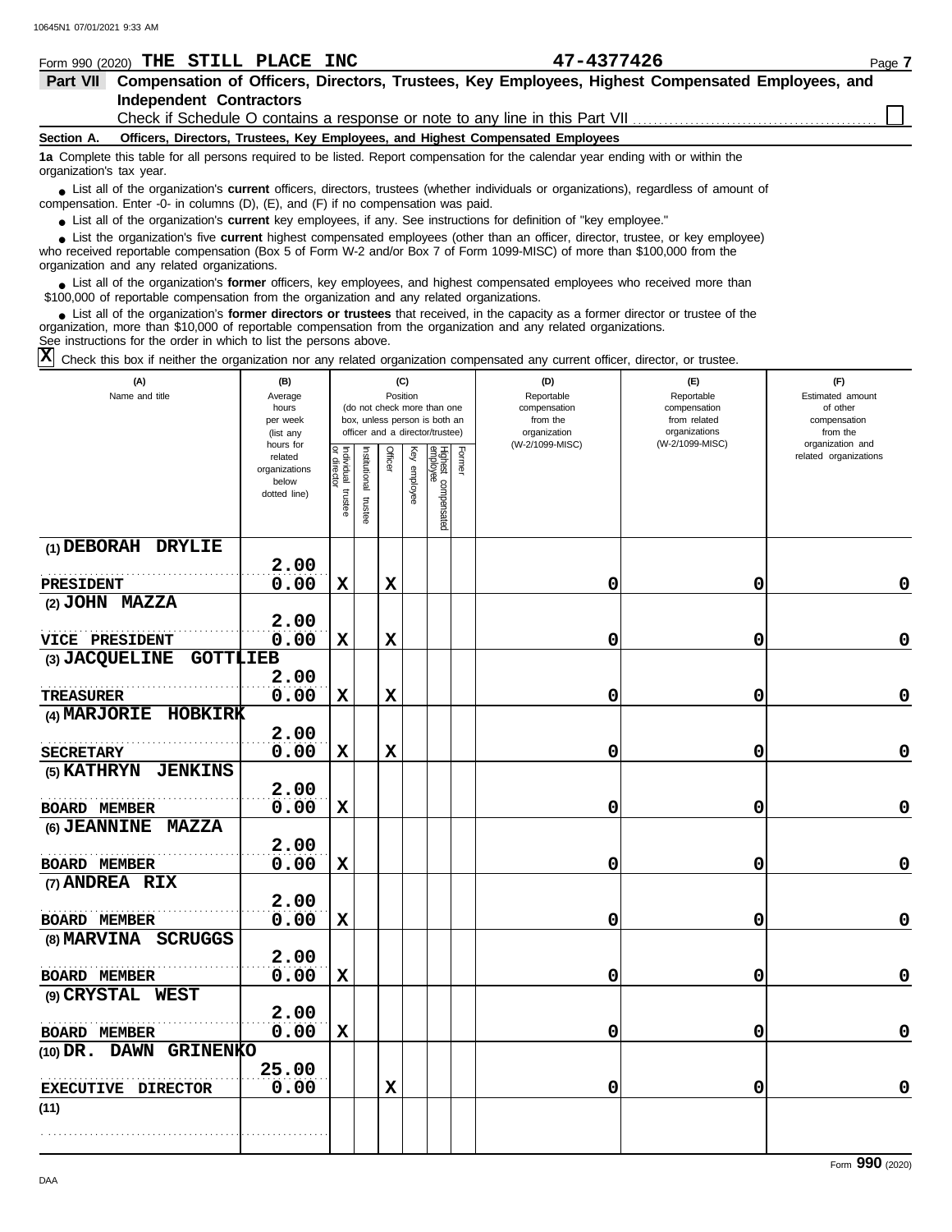Form 990 (2020) **THE STILL PLACE INC** **47-4377426**

**Part VII Compensation of Officers, Directors, Trustees, Key Employees, Highest Compensated Employees, and Independent Contractors**

Check if Schedule O contains a response or note to any line in this Part VII ☐

**Section A. Officers, Directors, Trustees, Key Employees, and Highest Compensated Employees**

**1a** Complete this table for all persons required to be listed. Report compensation for the calendar year ending with or within the organization's tax year.

- List all of the organization's **current** officers, directors, trustees (whether individuals or organizations), regardless of amount of compensation. Enter -0- in columns (D), (E), and (F) if no compensation was paid.
- List all of the organization's **current** key employees, if any. See instructions for definition of "key employee."
- List the organization's five **current** highest compensated employees (other than an officer, director, trustee, or key employee) who received reportable compensation (Box 5 of Form W-2 and/or Box 7 of Form 1099-MISC) of more than $100,000 from the organization and any related organizations.
- List all of the organization's **former** officers, key employees, and highest compensated employees who received more than $100,000 of reportable compensation from the organization and any related organizations.
- List all of the organization's **former directors or trustees** that received, in the capacity as a former director or trustee of the organization, more than $10,000 of reportable compensation from the organization and any related organizations.

See instructions for the order in which to list the persons above.

☒ Check this box if neither the organization nor any related organization compensated any current officer, director, or trustee.

| (A) Name and title | (B) Average hours per week (list any hours for related organizations below dotted line) | (C) Position: Individual trustee or director | Institutional trustee | Officer | Key employee | Highest compensated employee | Former | (D) Reportable compensation from the organization (W-2/1099-MISC) | (E) Reportable compensation from related organizations (W-2/1099-MISC) | (F) Estimated amount of other compensation from the organization and related organizations |
|---|---|---|---|---|---|---|---|---|---|---|
| (1) DEBORAH DRYLIE<br>PRESIDENT | 2.00<br>0.00 | X | | X | | | | 0 | 0 | 0 |
| (2) JOHN MAZZA<br>VICE PRESIDENT | 2.00<br>0.00 | X | | X | | | | 0 | 0 | 0 |
| (3) JACQUELINE GOTTLIEB<br>TREASURER | 2.00<br>0.00 | X | | X | | | | 0 | 0 | 0 |
| (4) MARJORIE HOBKIRK<br>SECRETARY | 2.00<br>0.00 | X | | X | | | | 0 | 0 | 0 |
| (5) KATHRYN JENKINS<br>BOARD MEMBER | 2.00<br>0.00 | X | | | | | | 0 | 0 | 0 |
| (6) JEANNINE MAZZA<br>BOARD MEMBER | 2.00<br>0.00 | X | | | | | | 0 | 0 | 0 |
| (7) ANDREA RIX<br>BOARD MEMBER | 2.00<br>0.00 | X | | | | | | 0 | 0 | 0 |
| (8) MARVINA SCRUGGS<br>BOARD MEMBER | 2.00<br>0.00 | X | | | | | | 0 | 0 | 0 |
| (9) CRYSTAL WEST<br>BOARD MEMBER | 2.00<br>0.00 | X | | | | | | 0 | 0 | 0 |
| (10) DR. DAWN GRINENKO<br>EXECUTIVE DIRECTOR | 25.00<br>0.00 | | | X | | | | 0 | 0 | 0 |
| (11) | | | | | | | | | | |

Form **990** (2020)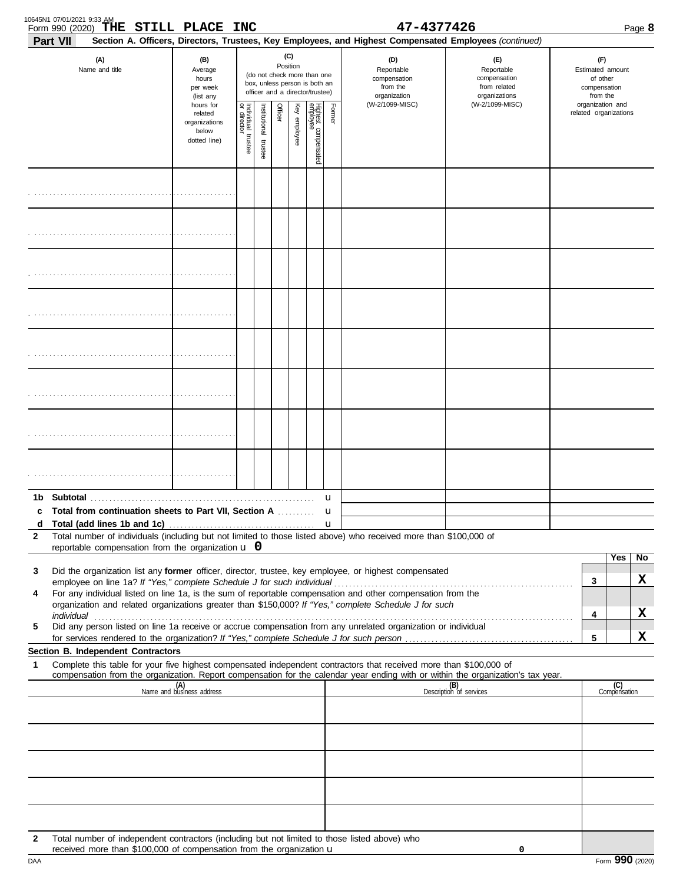Form 990 (2020) **THE STILL PLACE INC** **47-4377426** Page **8**

**Part VII** **Section A. Officers, Directors, Trustees, Key Employees, and Highest Compensated Employees** *(continued)*

| (A) Name and title | (B) Average hours per week (list any hours for related organizations below dotted line) | (C) Position (do not check more than one box, unless person is both an officer and a director/trustee): Individual trustee or director | Institutional trustee | Officer | Key employee | Highest compensated employee | Former | (D) Reportable compensation from the organization (W-2/1099-MISC) | (E) Reportable compensation from related organizations (W-2/1099-MISC) | (F) Estimated amount of other compensation from the organization and related organizations |
|---|---|---|---|---|---|---|---|---|---|---|
| | | | | | | | | | | |
| | | | | | | | | | | |
| | | | | | | | | | | |
| | | | | | | | | | | |
| | | | | | | | | | | |
| | | | | | | | | | | |
| | | | | | | | | | | |
| | | | | | | | | | | |

**1b Subtotal** ........ u

**c Total from continuation sheets to Part VII, Section A** ........ u

**d Total (add lines 1b and 1c)** ........ u

**2** Total number of individuals (including but not limited to those listed above) who received more than $100,000 of reportable compensation from the organization u **0**

| | | | Yes | No |
|---|---|---|---|---|
| **3** | Did the organization list any **former** officer, director, trustee, key employee, or highest compensated employee on line 1a? *If "Yes," complete Schedule J for such individual* | 3 | | X |
| **4** | For any individual listed on line 1a, is the sum of reportable compensation and other compensation from the organization and related organizations greater than $150,000? *If "Yes," complete Schedule J for such individual* | 4 | | X |
| **5** | Did any person listed on line 1a receive or accrue compensation from any unrelated organization or individual for services rendered to the organization? *If "Yes," complete Schedule J for such person* | 5 | | X |

**Section B. Independent Contractors**

**1** Complete this table for your five highest compensated independent contractors that received more than $100,000 of compensation from the organization. Report compensation for the calendar year ending with or within the organization's tax year.

| (A) Name and business address | (B) Description of services | (C) Compensation |
|---|---|---|
| | | |
| | | |
| | | |
| | | |
| | | |

**2** Total number of independent contractors (including but not limited to those listed above) who received more than $100,000 of compensation from the organization u **0**

DAA Form **990** (2020)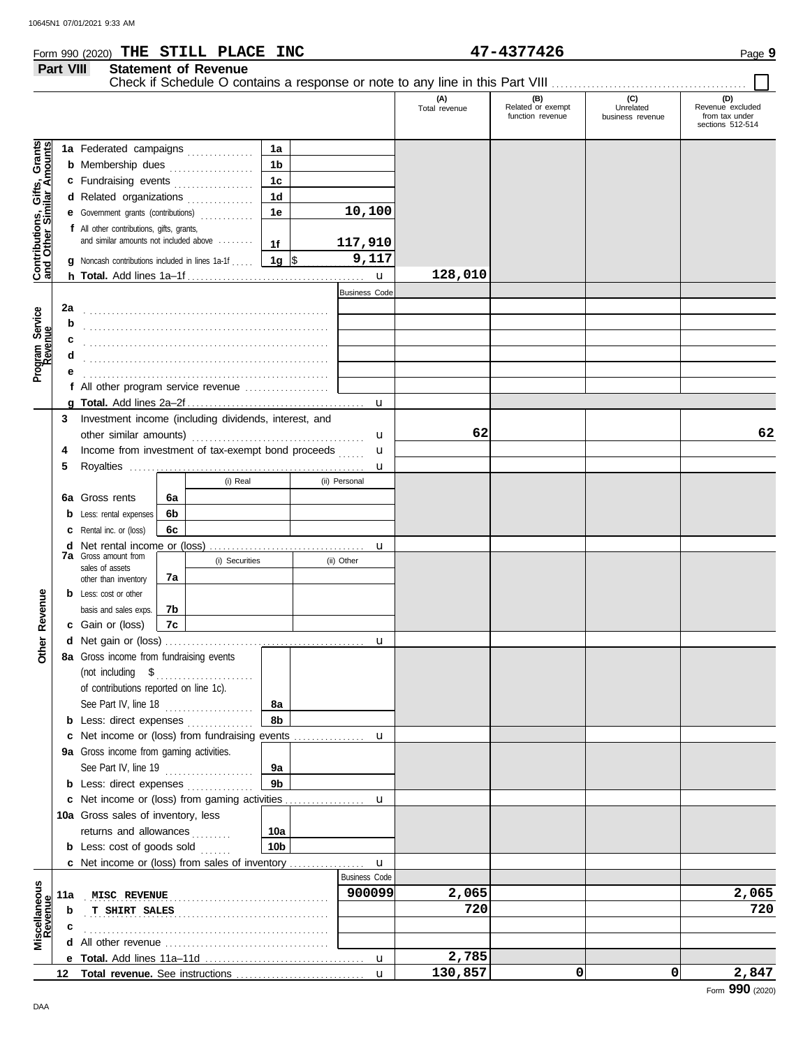Form 990 (2020) **THE STILL PLACE INC** **47-4377426** Page **9**

## Part VIII Statement of Revenue

Check if Schedule O contains a response or note to any line in this Part VIII ☐

| | | | (A) Total revenue | (B) Related or exempt function revenue | (C) Unrelated business revenue | (D) Revenue excluded from tax under sections 512-514 |
|---|---|---|---|---|---|---|
| **Contributions, Gifts, Grants and Other Similar Amounts** | **1a** Federated campaigns | 1a | | | | |
| | **b** Membership dues | 1b | | | | |
| | **c** Fundraising events | 1c | | | | |
| | **d** Related organizations | 1d | | | | |
| | **e** Government grants (contributions) | 1e 10,100 | | | | |
| | **f** All other contributions, gifts, grants, and similar amounts not included above | 1f 117,910 | | | | |
| | **g** Noncash contributions included in lines 1a-1f | 1g $ 9,117 | | | | |
| | **h Total.** Add lines 1a–1f | | 128,010 | | | |
| **Program Service Revenue** | | Business Code | | | | |
| | **2a** | | | | | |
| | **b** | | | | | |
| | **c** | | | | | |
| | **d** | | | | | |
| | **e** | | | | | |
| | **f** All other program service revenue | | | | | |
| | **g Total.** Add lines 2a–2f | | | | | |
| **Other Revenue** | **3** Investment income (including dividends, interest, and other similar amounts) | | 62 | | | 62 |
| | **4** Income from investment of tax-exempt bond proceeds | | | | | |
| | **5** Royalties | | | | | |
| | | (i) Real / (ii) Personal | | | | |
| | **6a** Gross rents | 6a | | | | |
| | **b** Less: rental expenses | 6b | | | | |
| | **c** Rental inc. or (loss) | 6c | | | | |
| | **d** Net rental income or (loss) | | | | | |
| | | (i) Securities / (ii) Other | | | | |
| | **7a** Gross amount from sales of assets other than inventory | 7a | | | | |
| | **b** Less: cost or other basis and sales exps. | 7b | | | | |
| | **c** Gain or (loss) | 7c | | | | |
| | **d** Net gain or (loss) | | | | | |
| | **8a** Gross income from fundraising events (not including $ of contributions reported on line 1c). See Part IV, line 18 | 8a | | | | |
| | **b** Less: direct expenses | 8b | | | | |
| | **c** Net income or (loss) from fundraising events | | | | | |
| | **9a** Gross income from gaming activities. See Part IV, line 19 | 9a | | | | |
| | **b** Less: direct expenses | 9b | | | | |
| | **c** Net income or (loss) from gaming activities | | | | | |
| | **10a** Gross sales of inventory, less returns and allowances | 10a | | | | |
| | **b** Less: cost of goods sold | 10b | | | | |
| | **c** Net income or (loss) from sales of inventory | | | | | |
| **Miscellaneous Revenue** | | Business Code | | | | |
| | **11a** MISC REVENUE | 900099 | 2,065 | | | 2,065 |
| | **b** T SHIRT SALES | | 720 | | | 720 |
| | **c** | | | | | |
| | **d** All other revenue | | | | | |
| | **e Total.** Add lines 11a–11d | | 2,785 | | | |
| | **12 Total revenue.** See instructions | | 130,857 | 0 | 0 | 2,847 |

Form **990** (2020)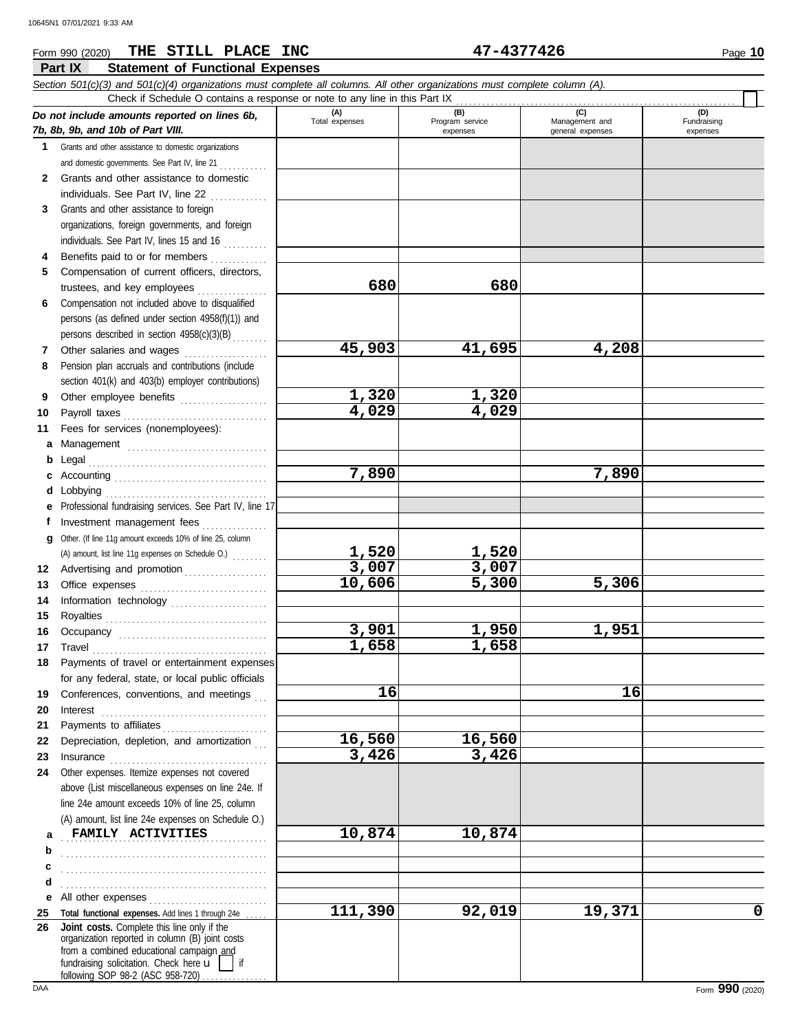Form 990 (2020) **THE STILL PLACE INC** **47-4377426**

## Part IX Statement of Functional Expenses

*Section 501(c)(3) and 501(c)(4) organizations must complete all columns. All other organizations must complete column (A).*

Check if Schedule O contains a response or note to any line in this Part IX ☐

| *Do not include amounts reported on lines 6b, 7b, 8b, 9b, and 10b of Part VIII.* | (A) Total expenses | (B) Program service expenses | (C) Management and general expenses | (D) Fundraising expenses |
|---|---|---|---|---|
| **1** Grants and other assistance to domestic organizations and domestic governments. See Part IV, line 21 | | | | |
| **2** Grants and other assistance to domestic individuals. See Part IV, line 22 | | | | |
| **3** Grants and other assistance to foreign organizations, foreign governments, and foreign individuals. See Part IV, lines 15 and 16 | | | | |
| **4** Benefits paid to or for members | | | | |
| **5** Compensation of current officers, directors, trustees, and key employees | 680 | 680 | | |
| **6** Compensation not included above to disqualified persons (as defined under section 4958(f)(1)) and persons described in section 4958(c)(3)(B) | | | | |
| **7** Other salaries and wages | 45,903 | 41,695 | 4,208 | |
| **8** Pension plan accruals and contributions (include section 401(k) and 403(b) employer contributions) | | | | |
| **9** Other employee benefits | 1,320 | 1,320 | | |
| **10** Payroll taxes | 4,029 | 4,029 | | |
| **11** Fees for services (nonemployees): | | | | |
| **a** Management | | | | |
| **b** Legal | | | | |
| **c** Accounting | 7,890 | | 7,890 | |
| **d** Lobbying | | | | |
| **e** Professional fundraising services. See Part IV, line 17 | | | | |
| **f** Investment management fees | | | | |
| **g** Other. (If line 11g amount exceeds 10% of line 25, column (A) amount, list line 11g expenses on Schedule O.) | 1,520 | 1,520 | | |
| **12** Advertising and promotion | 3,007 | 3,007 | | |
| **13** Office expenses | 10,606 | 5,300 | 5,306 | |
| **14** Information technology | | | | |
| **15** Royalties | | | | |
| **16** Occupancy | 3,901 | 1,950 | 1,951 | |
| **17** Travel | 1,658 | 1,658 | | |
| **18** Payments of travel or entertainment expenses for any federal, state, or local public officials | | | | |
| **19** Conferences, conventions, and meetings | 16 | | 16 | |
| **20** Interest | | | | |
| **21** Payments to affiliates | | | | |
| **22** Depreciation, depletion, and amortization | 16,560 | 16,560 | | |
| **23** Insurance | 3,426 | 3,426 | | |
| **24** Other expenses. Itemize expenses not covered above (List miscellaneous expenses on line 24e. If line 24e amount exceeds 10% of line 25, column (A) amount, list line 24e expenses on Schedule O.) | | | | |
| **a** FAMILY ACTIVITIES | 10,874 | 10,874 | | |
| **b** | | | | |
| **c** | | | | |
| **d** | | | | |
| **e** All other expenses | | | | |
| **25** **Total functional expenses.** Add lines 1 through 24e | 111,390 | 92,019 | 19,371 | 0 |
| **26** **Joint costs.** Complete this line only if the organization reported in column (B) joint costs from a combined educational campaign and fundraising solicitation. Check here ☐ if following SOP 98-2 (ASC 958-720) | | | | |

Form **990** (2020)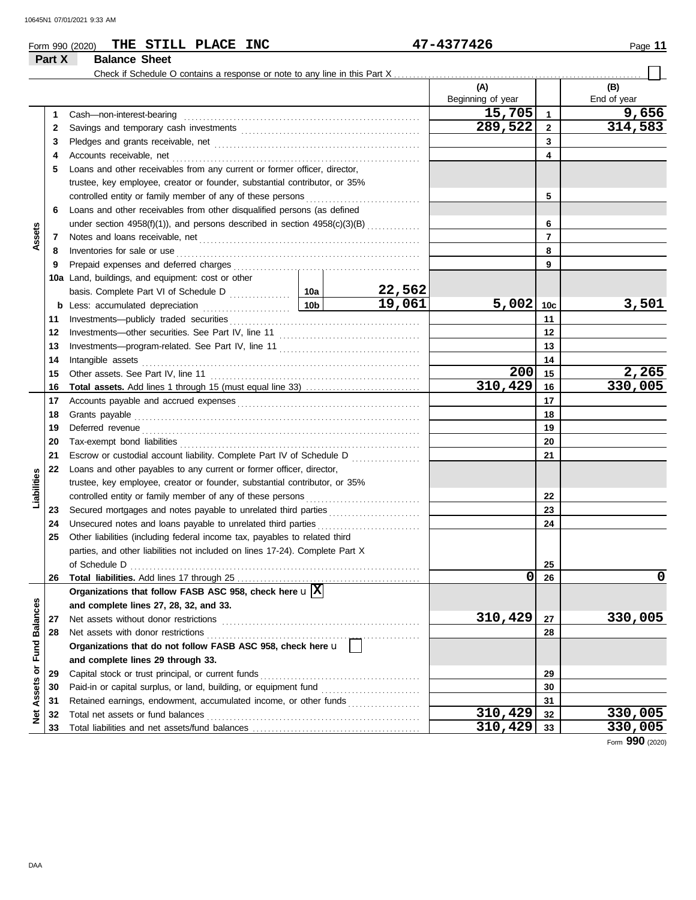Form 990 (2020) **THE STILL PLACE INC** **47-4377426** Page **11**

## Part X Balance Sheet

Check if Schedule O contains a response or note to any line in this Part X ☐

| | | | | (A) Beginning of year | | (B) End of year |
|---|---|---|---|---|---|---|
| **Assets** | 1 | Cash—non-interest-bearing | | 15,705 | 1 | 9,656 |
| | 2 | Savings and temporary cash investments | | 289,522 | 2 | 314,583 |
| | 3 | Pledges and grants receivable, net | | | 3 | |
| | 4 | Accounts receivable, net | | | 4 | |
| | 5 | Loans and other receivables from any current or former officer, director, trustee, key employee, creator or founder, substantial contributor, or 35% controlled entity or family member of any of these persons | | | 5 | |
| | 6 | Loans and other receivables from other disqualified persons (as defined under section 4958(f)(1)), and persons described in section 4958(c)(3)(B) | | | 6 | |
| | 7 | Notes and loans receivable, net | | | 7 | |
| | 8 | Inventories for sale or use | | | 8 | |
| | 9 | Prepaid expenses and deferred charges | | | 9 | |
| | 10a | Land, buildings, and equipment: cost or other basis. Complete Part VI of Schedule D | 10a 22,562 | | | |
| | b | Less: accumulated depreciation | 10b 19,061 | 5,002 | 10c | 3,501 |
| | 11 | Investments—publicly traded securities | | | 11 | |
| | 12 | Investments—other securities. See Part IV, line 11 | | | 12 | |
| | 13 | Investments—program-related. See Part IV, line 11 | | | 13 | |
| | 14 | Intangible assets | | | 14 | |
| | 15 | Other assets. See Part IV, line 11 | | 200 | 15 | 2,265 |
| | 16 | **Total assets.** Add lines 1 through 15 (must equal line 33) | | 310,429 | 16 | 330,005 |
| **Liabilities** | 17 | Accounts payable and accrued expenses | | | 17 | |
| | 18 | Grants payable | | | 18 | |
| | 19 | Deferred revenue | | | 19 | |
| | 20 | Tax-exempt bond liabilities | | | 20 | |
| | 21 | Escrow or custodial account liability. Complete Part IV of Schedule D | | | 21 | |
| | 22 | Loans and other payables to any current or former officer, director, trustee, key employee, creator or founder, substantial contributor, or 35% controlled entity or family member of any of these persons | | | 22 | |
| | 23 | Secured mortgages and notes payable to unrelated third parties | | | 23 | |
| | 24 | Unsecured notes and loans payable to unrelated third parties | | | 24 | |
| | 25 | Other liabilities (including federal income tax, payables to related third parties, and other liabilities not included on lines 17-24). Complete Part X of Schedule D | | | 25 | |
| | 26 | **Total liabilities.** Add lines 17 through 25 | | 0 | 26 | 0 |
| **Net Assets or Fund Balances** | | **Organizations that follow FASB ASC 958, check here** ☒ **and complete lines 27, 28, 32, and 33.** | | | | |
| | 27 | Net assets without donor restrictions | | 310,429 | 27 | 330,005 |
| | 28 | Net assets with donor restrictions | | | 28 | |
| | | **Organizations that do not follow FASB ASC 958, check here** ☐ **and complete lines 29 through 33.** | | | | |
| | 29 | Capital stock or trust principal, or current funds | | | 29 | |
| | 30 | Paid-in or capital surplus, or land, building, or equipment fund | | | 30 | |
| | 31 | Retained earnings, endowment, accumulated income, or other funds | | | 31 | |
| | 32 | Total net assets or fund balances | | 310,429 | 32 | 330,005 |
| | 33 | Total liabilities and net assets/fund balances | | 310,429 | 33 | 330,005 |

Form **990** (2020)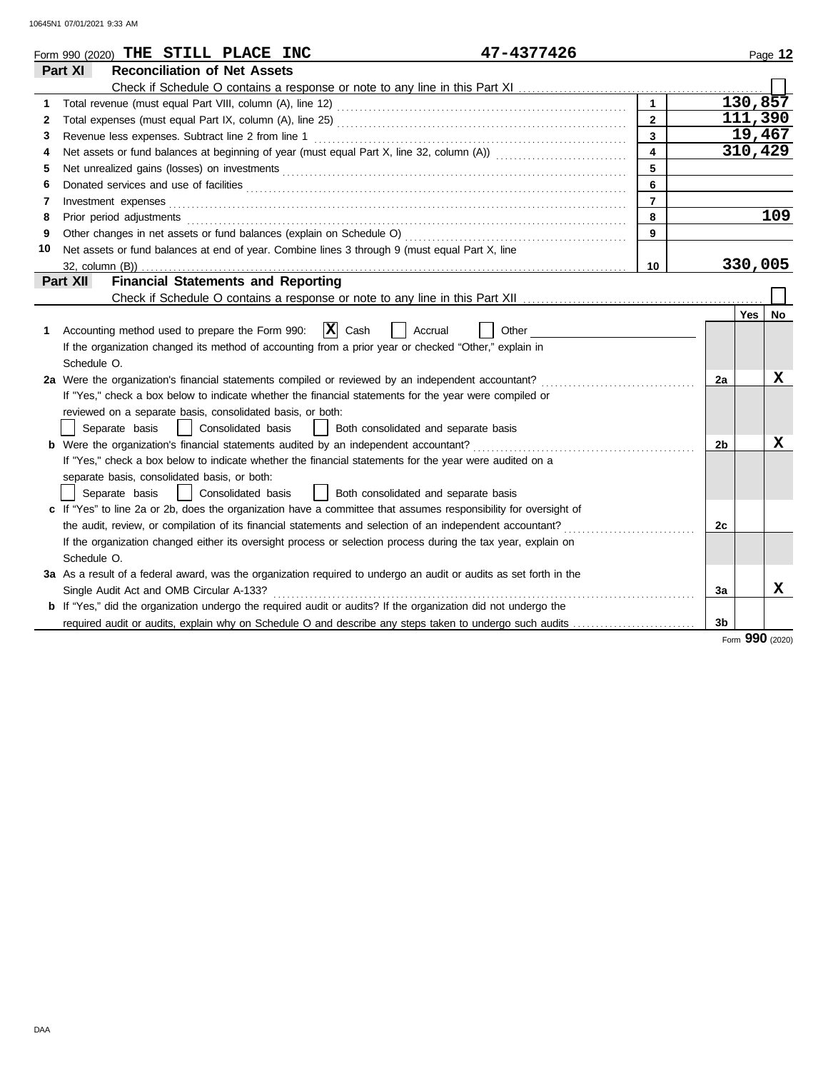Form 990 (2020) **THE STILL PLACE INC** **47-4377426**

## Part XI Reconciliation of Net Assets

Check if Schedule O contains a response or note to any line in this Part XI ☐

| | | | |
|---|---|---|---|
| 1 | Total revenue (must equal Part VIII, column (A), line 12) | 1 | 130,857 |
| 2 | Total expenses (must equal Part IX, column (A), line 25) | 2 | 111,390 |
| 3 | Revenue less expenses. Subtract line 2 from line 1 | 3 | 19,467 |
| 4 | Net assets or fund balances at beginning of year (must equal Part X, line 32, column (A)) | 4 | 310,429 |
| 5 | Net unrealized gains (losses) on investments | 5 | |
| 6 | Donated services and use of facilities | 6 | |
| 7 | Investment expenses | 7 | |
| 8 | Prior period adjustments | 8 | 109 |
| 9 | Other changes in net assets or fund balances (explain on Schedule O) | 9 | |
| 10 | Net assets or fund balances at end of year. Combine lines 3 through 9 (must equal Part X, line 32, column (B)) | 10 | 330,005 |

## Part XII Financial Statements and Reporting

Check if Schedule O contains a response or note to any line in this Part XII ☐

| | | | Yes | No |
|---|---|---|---|---|
| 1 | Accounting method used to prepare the Form 990: ☒ Cash ☐ Accrual ☐ Other<br>If the organization changed its method of accounting from a prior year or checked "Other," explain in Schedule O. | | | |
| 2a | Were the organization's financial statements compiled or reviewed by an independent accountant?<br>If "Yes," check a box below to indicate whether the financial statements for the year were compiled or reviewed on a separate basis, consolidated basis, or both:<br>☐ Separate basis ☐ Consolidated basis ☐ Both consolidated and separate basis | 2a | | X |
| b | Were the organization's financial statements audited by an independent accountant?<br>If "Yes," check a box below to indicate whether the financial statements for the year were audited on a separate basis, consolidated basis, or both:<br>☐ Separate basis ☐ Consolidated basis ☐ Both consolidated and separate basis | 2b | | X |
| c | If "Yes" to line 2a or 2b, does the organization have a committee that assumes responsibility for oversight of the audit, review, or compilation of its financial statements and selection of an independent accountant?<br>If the organization changed either its oversight process or selection process during the tax year, explain on Schedule O. | 2c | | |
| 3a | As a result of a federal award, was the organization required to undergo an audit or audits as set forth in the Single Audit Act and OMB Circular A-133? | 3a | | X |
| b | If "Yes," did the organization undergo the required audit or audits? If the organization did not undergo the required audit or audits, explain why on Schedule O and describe any steps taken to undergo such audits | 3b | | |

Form **990** (2020)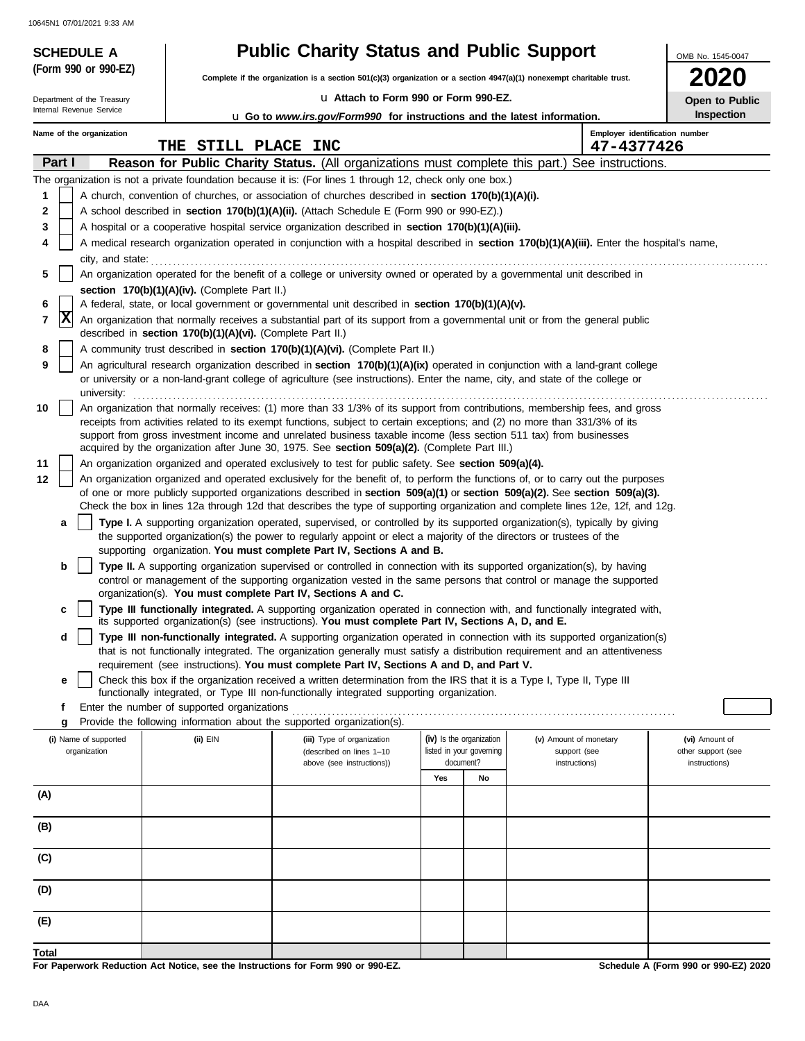10645N1 07/01/2021 9:33 AM

**SCHEDULE A (Form 990 or 990-EZ)**

Department of the Treasury
Internal Revenue Service

# Public Charity Status and Public Support

**Complete if the organization is a section 501(c)(3) organization or a section 4947(a)(1) nonexempt charitable trust.**

u Attach to Form 990 or Form 990-EZ.

u Go to *www.irs.gov/Form990* for instructions and the latest information.

OMB No. 1545-0047

**2020**

**Open to Public Inspection**

Name of the organization: THE STILL PLACE INC

Employer identification number: 47-4377426

## Part I Reason for Public Charity Status. (All organizations must complete this part.) See instructions.

The organization is not a private foundation because it is: (For lines 1 through 12, check only one box.)

1 [ ] A church, convention of churches, or association of churches described in **section 170(b)(1)(A)(i).**

2 [ ] A school described in **section 170(b)(1)(A)(ii).** (Attach Schedule E (Form 990 or 990-EZ).)

3 [ ] A hospital or a cooperative hospital service organization described in **section 170(b)(1)(A)(iii).**

4 [ ] A medical research organization operated in conjunction with a hospital described in **section 170(b)(1)(A)(iii).** Enter the hospital's name, city, and state:

5 [ ] An organization operated for the benefit of a college or university owned or operated by a governmental unit described in **section 170(b)(1)(A)(iv).** (Complete Part II.)

6 [ ] A federal, state, or local government or governmental unit described in **section 170(b)(1)(A)(v).**

7 [X] An organization that normally receives a substantial part of its support from a governmental unit or from the general public described in **section 170(b)(1)(A)(vi).** (Complete Part II.)

8 [ ] A community trust described in **section 170(b)(1)(A)(vi).** (Complete Part II.)

9 [ ] An agricultural research organization described in **section 170(b)(1)(A)(ix)** operated in conjunction with a land-grant college or university or a non-land-grant college of agriculture (see instructions). Enter the name, city, and state of the college or university:

10 [ ] An organization that normally receives: (1) more than 33 1/3% of its support from contributions, membership fees, and gross receipts from activities related to its exempt functions, subject to certain exceptions; and (2) no more than 331/3% of its support from gross investment income and unrelated business taxable income (less section 511 tax) from businesses acquired by the organization after June 30, 1975. See **section 509(a)(2).** (Complete Part III.)

11 [ ] An organization organized and operated exclusively to test for public safety. See **section 509(a)(4).**

12 [ ] An organization organized and operated exclusively for the benefit of, to perform the functions of, or to carry out the purposes of one or more publicly supported organizations described in **section 509(a)(1)** or **section 509(a)(2).** See **section 509(a)(3).** Check the box in lines 12a through 12d that describes the type of supporting organization and complete lines 12e, 12f, and 12g.

a [ ] **Type I.** A supporting organization operated, supervised, or controlled by its supported organization(s), typically by giving the supported organization(s) the power to regularly appoint or elect a majority of the directors or trustees of the supporting organization. **You must complete Part IV, Sections A and B.**

b [ ] **Type II.** A supporting organization supervised or controlled in connection with its supported organization(s), by having control or management of the supporting organization vested in the same persons that control or manage the supported organization(s). **You must complete Part IV, Sections A and C.**

c [ ] **Type III functionally integrated.** A supporting organization operated in connection with, and functionally integrated with, its supported organization(s) (see instructions). **You must complete Part IV, Sections A, D, and E.**

d [ ] **Type III non-functionally integrated.** A supporting organization operated in connection with its supported organization(s) that is not functionally integrated. The organization generally must satisfy a distribution requirement and an attentiveness requirement (see instructions). **You must complete Part IV, Sections A and D, and Part V.**

e [ ] Check this box if the organization received a written determination from the IRS that it is a Type I, Type II, Type III functionally integrated, or Type III non-functionally integrated supporting organization.

f Enter the number of supported organizations

g Provide the following information about the supported organization(s).

| (i) Name of supported organization | (ii) EIN | (iii) Type of organization (described on lines 1–10 above (see instructions)) | (iv) Is the organization listed in your governing document? Yes | No | (v) Amount of monetary support (see instructions) | (vi) Amount of other support (see instructions) |
|---|---|---|---|---|---|---|
| (A) | | | | | | |
| (B) | | | | | | |
| (C) | | | | | | |
| (D) | | | | | | |
| (E) | | | | | | |
| Total | | | | | | |

**For Paperwork Reduction Act Notice, see the Instructions for Form 990 or 990-EZ.**

**Schedule A (Form 990 or 990-EZ) 2020**

DAA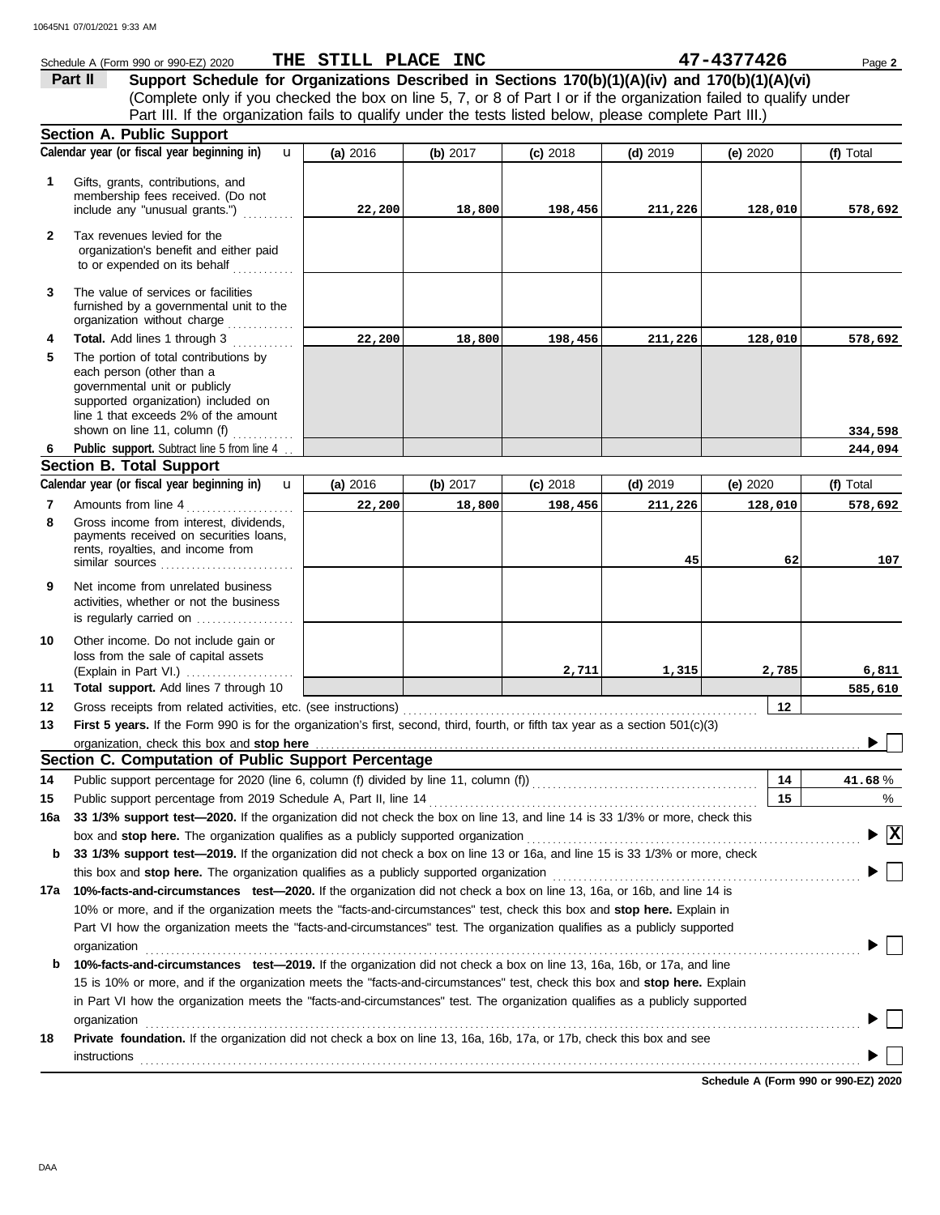Schedule A (Form 990 or 990-EZ) 2020 **THE STILL PLACE INC** **47-4377426**

## Part II — Support Schedule for Organizations Described in Sections 170(b)(1)(A)(iv) and 170(b)(1)(A)(vi)

(Complete only if you checked the box on line 5, 7, or 8 of Part I or if the organization failed to qualify under Part III. If the organization fails to qualify under the tests listed below, please complete Part III.)

### Section A. Public Support

| | Calendar year (or fiscal year beginning in) | (a) 2016 | (b) 2017 | (c) 2018 | (d) 2019 | (e) 2020 | (f) Total |
|---|---|---|---|---|---|---|---|
| 1 | Gifts, grants, contributions, and membership fees received. (Do not include any "unusual grants.") | 22,200 | 18,800 | 198,456 | 211,226 | 128,010 | 578,692 |
| 2 | Tax revenues levied for the organization's benefit and either paid to or expended on its behalf | | | | | | |
| 3 | The value of services or facilities furnished by a governmental unit to the organization without charge | | | | | | |
| 4 | **Total.** Add lines 1 through 3 | 22,200 | 18,800 | 198,456 | 211,226 | 128,010 | 578,692 |
| 5 | The portion of total contributions by each person (other than a governmental unit or publicly supported organization) included on line 1 that exceeds 2% of the amount shown on line 11, column (f) | | | | | | 334,598 |
| 6 | **Public support.** Subtract line 5 from line 4 | | | | | | 244,094 |

### Section B. Total Support

| | Calendar year (or fiscal year beginning in) | (a) 2016 | (b) 2017 | (c) 2018 | (d) 2019 | (e) 2020 | (f) Total |
|---|---|---|---|---|---|---|---|
| 7 | Amounts from line 4 | 22,200 | 18,800 | 198,456 | 211,226 | 128,010 | 578,692 |
| 8 | Gross income from interest, dividends, payments received on securities loans, rents, royalties, and income from similar sources | | | | 45 | 62 | 107 |
| 9 | Net income from unrelated business activities, whether or not the business is regularly carried on | | | | | | |
| 10 | Other income. Do not include gain or loss from the sale of capital assets (Explain in Part VI.) | | | 2,711 | 1,315 | 2,785 | 6,811 |
| 11 | **Total support.** Add lines 7 through 10 | | | | | | 585,610 |

12 Gross receipts from related activities, etc. (see instructions) — 12

13 **First 5 years.** If the Form 990 is for the organization's first, second, third, fourth, or fifth tax year as a section 501(c)(3) organization, check this box and **stop here** ☐

### Section C. Computation of Public Support Percentage

14 Public support percentage for 2020 (line 6, column (f) divided by line 11, column (f)) — 14 — 41.68 %

15 Public support percentage from 2019 Schedule A, Part II, line 14 — 15 — %

16a **33 1/3% support test—2020.** If the organization did not check the box on line 13, and line 14 is 33 1/3% or more, check this box and **stop here.** The organization qualifies as a publicly supported organization ☒

b **33 1/3% support test—2019.** If the organization did not check a box on line 13 or 16a, and line 15 is 33 1/3% or more, check this box and **stop here.** The organization qualifies as a publicly supported organization ☐

17a **10%-facts-and-circumstances test—2020.** If the organization did not check a box on line 13, 16a, or 16b, and line 14 is 10% or more, and if the organization meets the "facts-and-circumstances" test, check this box and **stop here.** Explain in Part VI how the organization meets the "facts-and-circumstances" test. The organization qualifies as a publicly supported organization ☐

b **10%-facts-and-circumstances test—2019.** If the organization did not check a box on line 13, 16a, 16b, or 17a, and line 15 is 10% or more, and if the organization meets the "facts-and-circumstances" test, check this box and **stop here.** Explain in Part VI how the organization meets the "facts-and-circumstances" test. The organization qualifies as a publicly supported organization ☐

18 **Private foundation.** If the organization did not check a box on line 13, 16a, 16b, 17a, or 17b, check this box and see instructions ☐

**Schedule A (Form 990 or 990-EZ) 2020**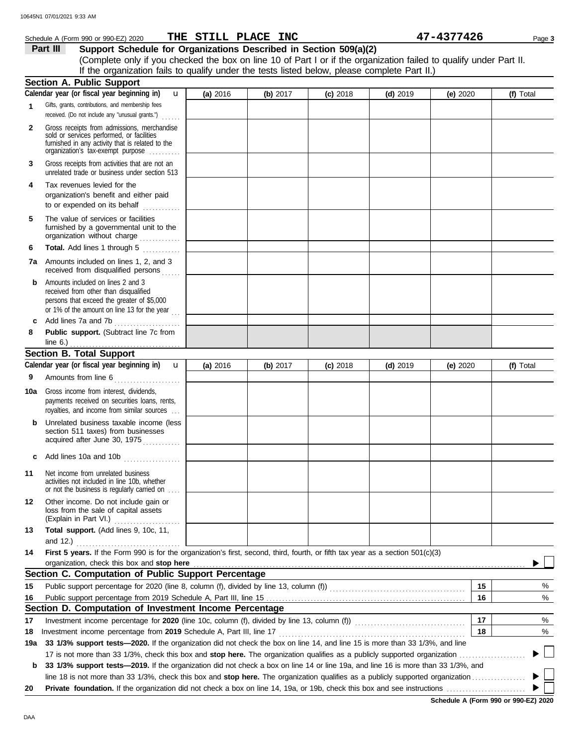Schedule A (Form 990 or 990-EZ) 2020 **THE STILL PLACE INC** **47-4377426**

## Part III Support Schedule for Organizations Described in Section 509(a)(2)

(Complete only if you checked the box on line 10 of Part I or if the organization failed to qualify under Part II. If the organization fails to qualify under the tests listed below, please complete Part II.)

### Section A. Public Support

| Calendar year (or fiscal year beginning in) | (a) 2016 | (b) 2017 | (c) 2018 | (d) 2019 | (e) 2020 | (f) Total |
|---|---|---|---|---|---|---|
| **1** Gifts, grants, contributions, and membership fees received. (Do not include any "unusual grants.") | | | | | | |
| **2** Gross receipts from admissions, merchandise sold or services performed, or facilities furnished in any activity that is related to the organization's tax-exempt purpose | | | | | | |
| **3** Gross receipts from activities that are not an unrelated trade or business under section 513 | | | | | | |
| **4** Tax revenues levied for the organization's benefit and either paid to or expended on its behalf | | | | | | |
| **5** The value of services or facilities furnished by a governmental unit to the organization without charge | | | | | | |
| **6** **Total.** Add lines 1 through 5 | | | | | | |
| **7a** Amounts included on lines 1, 2, and 3 received from disqualified persons | | | | | | |
| **b** Amounts included on lines 2 and 3 received from other than disqualified persons that exceed the greater of $5,000 or 1% of the amount on line 13 for the year | | | | | | |
| **c** Add lines 7a and 7b | | | | | | |
| **8** **Public support.** (Subtract line 7c from line 6.) | | | | | | |

### Section B. Total Support

| Calendar year (or fiscal year beginning in) | (a) 2016 | (b) 2017 | (c) 2018 | (d) 2019 | (e) 2020 | (f) Total |
|---|---|---|---|---|---|---|
| **9** Amounts from line 6 | | | | | | |
| **10a** Gross income from interest, dividends, payments received on securities loans, rents, royalties, and income from similar sources | | | | | | |
| **b** Unrelated business taxable income (less section 511 taxes) from businesses acquired after June 30, 1975 | | | | | | |
| **c** Add lines 10a and 10b | | | | | | |
| **11** Net income from unrelated business activities not included in line 10b, whether or not the business is regularly carried on | | | | | | |
| **12** Other income. Do not include gain or loss from the sale of capital assets (Explain in Part VI.) | | | | | | |
| **13** **Total support.** (Add lines 9, 10c, 11, and 12.) | | | | | | |

**14** **First 5 years.** If the Form 990 is for the organization's first, second, third, fourth, or fifth tax year as a section 501(c)(3) organization, check this box and **stop here** ☐

### Section C. Computation of Public Support Percentage

| | | | |
|---|---|---|---|
| **15** | Public support percentage for 2020 (line 8, column (f), divided by line 13, column (f)) | 15 | % |
| **16** | Public support percentage from 2019 Schedule A, Part III, line 15 | 16 | % |

### Section D. Computation of Investment Income Percentage

| | | | |
|---|---|---|---|
| **17** | Investment income percentage for **2020** (line 10c, column (f), divided by line 13, column (f)) | 17 | % |
| **18** | Investment income percentage from **2019** Schedule A, Part III, line 17 | 18 | % |

**19a** **33 1/3% support tests—2020.** If the organization did not check the box on line 14, and line 15 is more than 33 1/3%, and line 17 is not more than 33 1/3%, check this box and **stop here.** The organization qualifies as a publicly supported organization ☐

**b** **33 1/3% support tests—2019.** If the organization did not check a box on line 14 or line 19a, and line 16 is more than 33 1/3%, and line 18 is not more than 33 1/3%, check this box and **stop here.** The organization qualifies as a publicly supported organization ☐

**20** **Private foundation.** If the organization did not check a box on line 14, 19a, or 19b, check this box and see instructions ☐

**Schedule A (Form 990 or 990-EZ) 2020**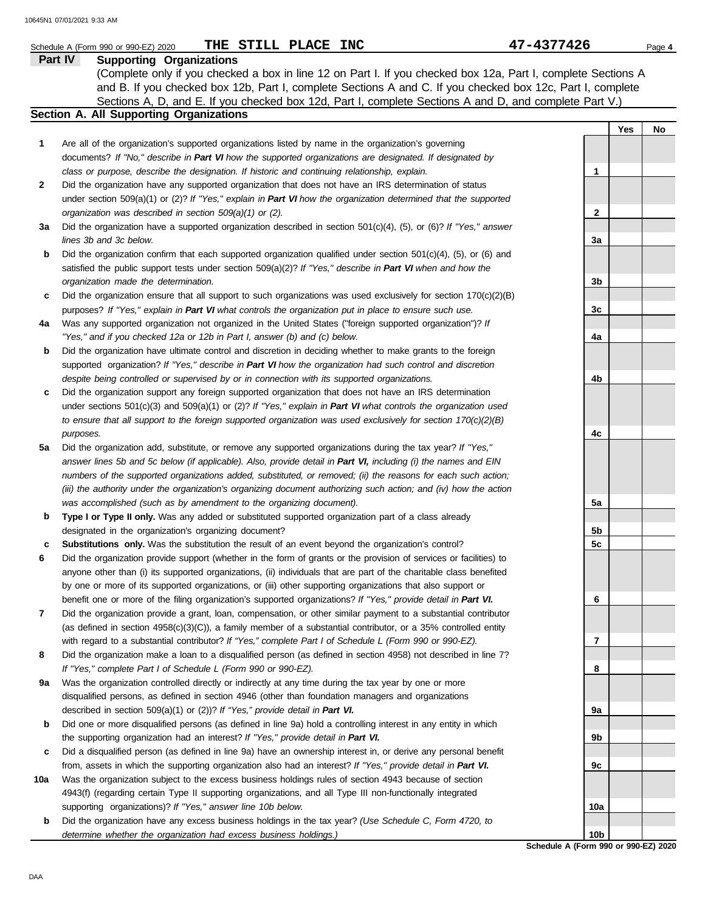Schedule A (Form 990 or 990-EZ) 2020 **THE STILL PLACE INC** **47-4377426**

## Part IV Supporting Organizations

(Complete only if you checked a box in line 12 on Part I. If you checked box 12a, Part I, complete Sections A and B. If you checked box 12b, Part I, complete Sections A and C. If you checked box 12c, Part I, complete Sections A, D, and E. If you checked box 12d, Part I, complete Sections A and D, and complete Part V.)

### Section A. All Supporting Organizations

| | | | Yes | No |
|---|---|---|---|---|
| **1** | Are all of the organization's supported organizations listed by name in the organization's governing documents? *If "No," describe in **Part VI** how the supported organizations are designated. If designated by class or purpose, describe the designation. If historic and continuing relationship, explain.* | 1 | | |
| **2** | Did the organization have any supported organization that does not have an IRS determination of status under section 509(a)(1) or (2)? *If "Yes," explain in **Part VI** how the organization determined that the supported organization was described in section 509(a)(1) or (2).* | 2 | | |
| **3a** | Did the organization have a supported organization described in section 501(c)(4), (5), or (6)? *If "Yes," answer lines 3b and 3c below.* | 3a | | |
| **b** | Did the organization confirm that each supported organization qualified under section 501(c)(4), (5), or (6) and satisfied the public support tests under section 509(a)(2)? *If "Yes," describe in **Part VI** when and how the organization made the determination.* | 3b | | |
| **c** | Did the organization ensure that all support to such organizations was used exclusively for section 170(c)(2)(B) purposes? *If "Yes," explain in **Part VI** what controls the organization put in place to ensure such use.* | 3c | | |
| **4a** | Was any supported organization not organized in the United States ("foreign supported organization")? *If "Yes," and if you checked 12a or 12b in Part I, answer (b) and (c) below.* | 4a | | |
| **b** | Did the organization have ultimate control and discretion in deciding whether to make grants to the foreign supported organization? *If "Yes," describe in **Part VI** how the organization had such control and discretion despite being controlled or supervised by or in connection with its supported organizations.* | 4b | | |
| **c** | Did the organization support any foreign supported organization that does not have an IRS determination under sections 501(c)(3) and 509(a)(1) or (2)? *If "Yes," explain in **Part VI** what controls the organization used to ensure that all support to the foreign supported organization was used exclusively for section 170(c)(2)(B) purposes.* | 4c | | |
| **5a** | Did the organization add, substitute, or remove any supported organizations during the tax year? *If "Yes," answer lines 5b and 5c below (if applicable). Also, provide detail in **Part VI,** including (i) the names and EIN numbers of the supported organizations added, substituted, or removed; (ii) the reasons for each such action; (iii) the authority under the organization's organizing document authorizing such action; and (iv) how the action was accomplished (such as by amendment to the organizing document).* | 5a | | |
| **b** | **Type I or Type II only.** Was any added or substituted supported organization part of a class already designated in the organization's organizing document? | 5b | | |
| **c** | **Substitutions only.** Was the substitution the result of an event beyond the organization's control? | 5c | | |
| **6** | Did the organization provide support (whether in the form of grants or the provision of services or facilities) to anyone other than (i) its supported organizations, (ii) individuals that are part of the charitable class benefited by one or more of its supported organizations, or (iii) other supporting organizations that also support or benefit one or more of the filing organization's supported organizations? *If "Yes," provide detail in **Part VI.*** | 6 | | |
| **7** | Did the organization provide a grant, loan, compensation, or other similar payment to a substantial contributor (as defined in section 4958(c)(3)(C)), a family member of a substantial contributor, or a 35% controlled entity with regard to a substantial contributor? *If "Yes," complete Part I of Schedule L (Form 990 or 990-EZ).* | 7 | | |
| **8** | Did the organization make a loan to a disqualified person (as defined in section 4958) not described in line 7? *If "Yes," complete Part I of Schedule L (Form 990 or 990-EZ).* | 8 | | |
| **9a** | Was the organization controlled directly or indirectly at any time during the tax year by one or more disqualified persons, as defined in section 4946 (other than foundation managers and organizations described in section 509(a)(1) or (2))? *If "Yes," provide detail in **Part VI.*** | 9a | | |
| **b** | Did one or more disqualified persons (as defined in line 9a) hold a controlling interest in any entity in which the supporting organization had an interest? *If "Yes," provide detail in **Part VI.*** | 9b | | |
| **c** | Did a disqualified person (as defined in line 9a) have an ownership interest in, or derive any personal benefit from, assets in which the supporting organization also had an interest? *If "Yes," provide detail in **Part VI.*** | 9c | | |
| **10a** | Was the organization subject to the excess business holdings rules of section 4943 because of section 4943(f) (regarding certain Type II supporting organizations, and all Type III non-functionally integrated supporting organizations)? *If "Yes," answer line 10b below.* | 10a | | |
| **b** | Did the organization have any excess business holdings in the tax year? *(Use Schedule C, Form 4720, to determine whether the organization had excess business holdings.)* | 10b | | |

**Schedule A (Form 990 or 990-EZ) 2020**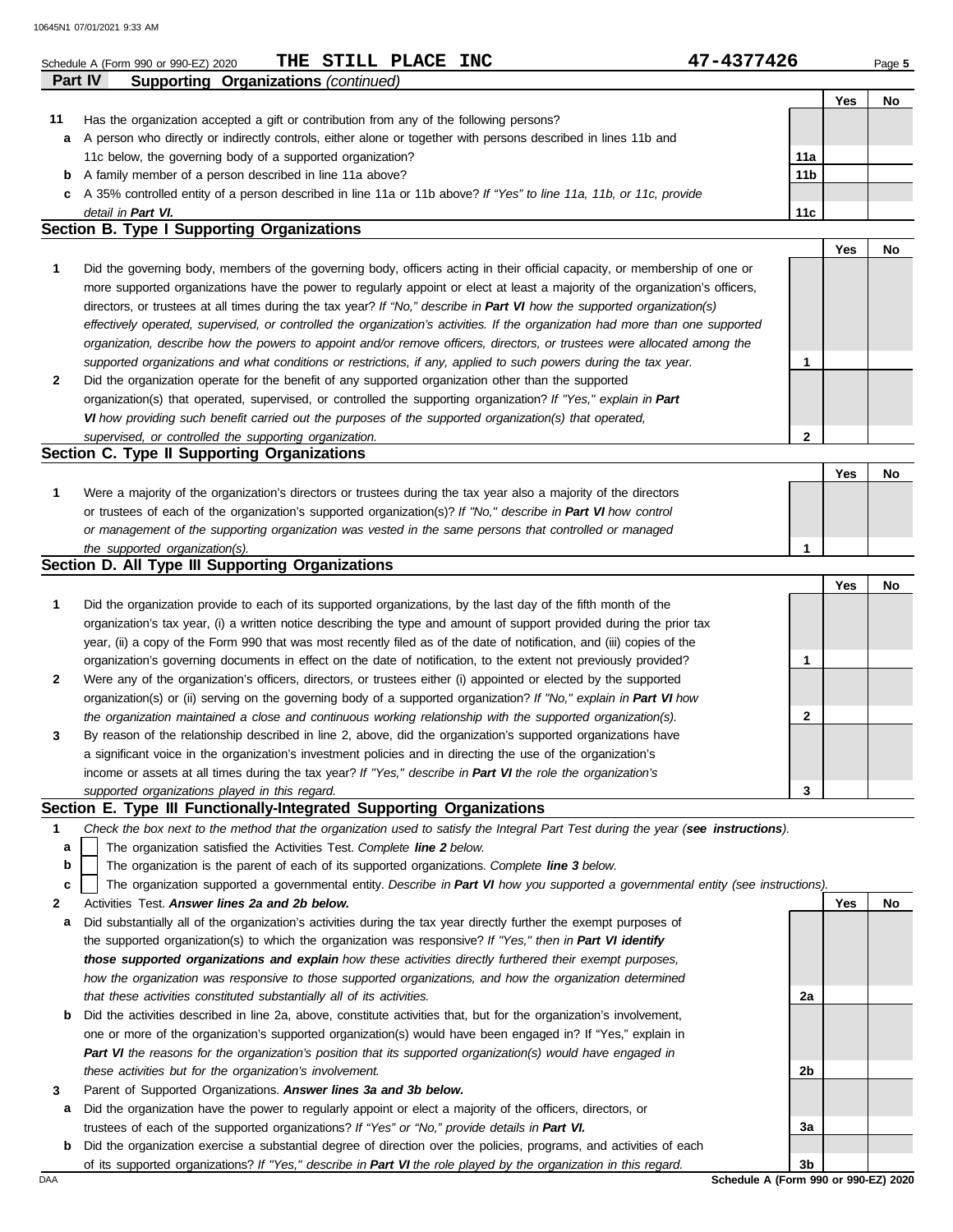Schedule A (Form 990 or 990-EZ) 2020 **THE STILL PLACE INC** **47-4377426**

## Part IV Supporting Organizations *(continued)*

| | | | Yes | No |
|---|---|---|---|---|
| **11** | Has the organization accepted a gift or contribution from any of the following persons? | | | |
| **a** | A person who directly or indirectly controls, either alone or together with persons described in lines 11b and 11c below, the governing body of a supported organization? | 11a | | |
| **b** | A family member of a person described in line 11a above? | 11b | | |
| **c** | A 35% controlled entity of a person described in line 11a or 11b above? *If "Yes" to line 11a, 11b, or 11c, provide detail in* ***Part VI.*** | 11c | | |

### Section B. Type I Supporting Organizations

| | | | Yes | No |
|---|---|---|---|---|
| **1** | Did the governing body, members of the governing body, officers acting in their official capacity, or membership of one or more supported organizations have the power to regularly appoint or elect at least a majority of the organization's officers, directors, or trustees at all times during the tax year? *If "No," describe in* ***Part VI*** *how the supported organization(s) effectively operated, supervised, or controlled the organization's activities. If the organization had more than one supported organization, describe how the powers to appoint and/or remove officers, directors, or trustees were allocated among the supported organizations and what conditions or restrictions, if any, applied to such powers during the tax year.* | 1 | | |
| **2** | Did the organization operate for the benefit of any supported organization other than the supported organization(s) that operated, supervised, or controlled the supporting organization? *If "Yes," explain in* ***Part VI*** *how providing such benefit carried out the purposes of the supported organization(s) that operated, supervised, or controlled the supporting organization.* | 2 | | |

### Section C. Type II Supporting Organizations

| | | | Yes | No |
|---|---|---|---|---|
| **1** | Were a majority of the organization's directors or trustees during the tax year also a majority of the directors or trustees of each of the organization's supported organization(s)? *If "No," describe in* ***Part VI*** *how control or management of the supporting organization was vested in the same persons that controlled or managed the supported organization(s).* | 1 | | |

### Section D. All Type III Supporting Organizations

| | | | Yes | No |
|---|---|---|---|---|
| **1** | Did the organization provide to each of its supported organizations, by the last day of the fifth month of the organization's tax year, (i) a written notice describing the type and amount of support provided during the prior tax year, (ii) a copy of the Form 990 that was most recently filed as of the date of notification, and (iii) copies of the organization's governing documents in effect on the date of notification, to the extent not previously provided? | 1 | | |
| **2** | Were any of the organization's officers, directors, or trustees either (i) appointed or elected by the supported organization(s) or (ii) serving on the governing body of a supported organization? *If "No," explain in* ***Part VI*** *how the organization maintained a close and continuous working relationship with the supported organization(s).* | 2 | | |
| **3** | By reason of the relationship described in line 2, above, did the organization's supported organizations have a significant voice in the organization's investment policies and in directing the use of the organization's income or assets at all times during the tax year? *If "Yes," describe in* ***Part VI*** *the role the organization's supported organizations played in this regard.* | 3 | | |

### Section E. Type III Functionally-Integrated Supporting Organizations

**1** *Check the box next to the method that the organization used to satisfy the Integral Part Test during the year (****see instructions****).*

- **a** ☐ The organization satisfied the Activities Test. *Complete* ***line 2*** *below.*
- **b** ☐ The organization is the parent of each of its supported organizations. *Complete* ***line 3*** *below.*
- **c** ☐ The organization supported a governmental entity. *Describe in* ***Part VI*** *how you supported a governmental entity (see instructions).*

| | | | Yes | No |
|---|---|---|---|---|
| **2** | Activities Test. ***Answer lines 2a and 2b below.*** | | | |
| **a** | Did substantially all of the organization's activities during the tax year directly further the exempt purposes of the supported organization(s) to which the organization was responsive? *If "Yes," then in* ***Part VI identify those supported organizations and explain*** *how these activities directly furthered their exempt purposes, how the organization was responsive to those supported organizations, and how the organization determined that these activities constituted substantially all of its activities.* | 2a | | |
| **b** | Did the activities described in line 2a, above, constitute activities that, but for the organization's involvement, one or more of the organization's supported organization(s) would have been engaged in? If "Yes," explain in ***Part VI*** *the reasons for the organization's position that its supported organization(s) would have engaged in these activities but for the organization's involvement.* | 2b | | |
| **3** | Parent of Supported Organizations. ***Answer lines 3a and 3b below.*** | | | |
| **a** | Did the organization have the power to regularly appoint or elect a majority of the officers, directors, or trustees of each of the supported organizations? *If "Yes" or "No," provide details in* ***Part VI.*** | 3a | | |
| **b** | Did the organization exercise a substantial degree of direction over the policies, programs, and activities of each of its supported organizations? *If "Yes," describe in* ***Part VI*** *the role played by the organization in this regard.* | 3b | | |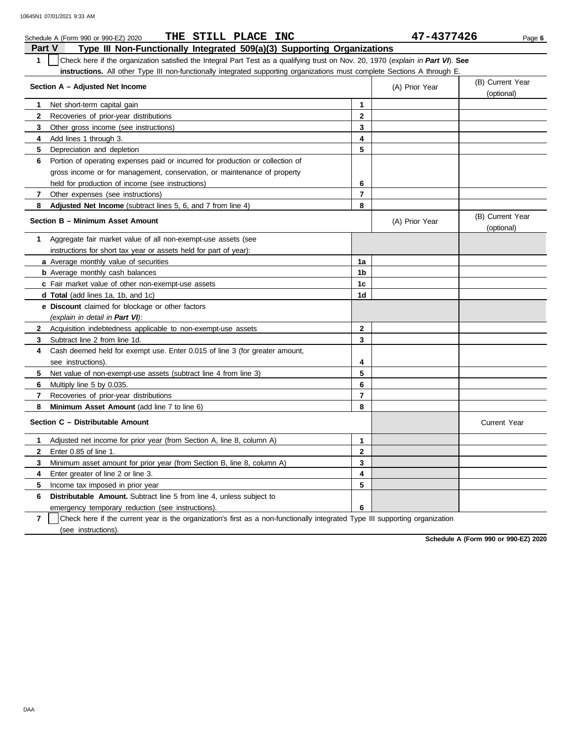Schedule A (Form 990 or 990-EZ) 2020 **THE STILL PLACE INC** **47-4377426**

## Part V Type III Non-Functionally Integrated 509(a)(3) Supporting Organizations

**1** ☐ Check here if the organization satisfied the Integral Part Test as a qualifying trust on Nov. 20, 1970 (*explain in **Part VI***). **See instructions.** All other Type III non-functionally integrated supporting organizations must complete Sections A through E.

| **Section A – Adjusted Net Income** | | (A) Prior Year | (B) Current Year (optional) |
|---|---|---|---|
| **1** Net short-term capital gain | 1 | | |
| **2** Recoveries of prior-year distributions | 2 | | |
| **3** Other gross income (see instructions) | 3 | | |
| **4** Add lines 1 through 3. | 4 | | |
| **5** Depreciation and depletion | 5 | | |
| **6** Portion of operating expenses paid or incurred for production or collection of gross income or for management, conservation, or maintenance of property held for production of income (see instructions) | 6 | | |
| **7** Other expenses (see instructions) | 7 | | |
| **8** **Adjusted Net Income** (subtract lines 5, 6, and 7 from line 4) | 8 | | |

| **Section B – Minimum Asset Amount** | | (A) Prior Year | (B) Current Year (optional) |
|---|---|---|---|
| **1** Aggregate fair market value of all non-exempt-use assets (see instructions for short tax year or assets held for part of year): | | | |
| **a** Average monthly value of securities | 1a | | |
| **b** Average monthly cash balances | 1b | | |
| **c** Fair market value of other non-exempt-use assets | 1c | | |
| **d** **Total** (add lines 1a, 1b, and 1c) | 1d | | |
| **e** **Discount** claimed for blockage or other factors (*explain in detail in **Part VI***): | | | |
| **2** Acquisition indebtedness applicable to non-exempt-use assets | 2 | | |
| **3** Subtract line 2 from line 1d. | 3 | | |
| **4** Cash deemed held for exempt use. Enter 0.015 of line 3 (for greater amount, see instructions). | 4 | | |
| **5** Net value of non-exempt-use assets (subtract line 4 from line 3) | 5 | | |
| **6** Multiply line 5 by 0.035. | 6 | | |
| **7** Recoveries of prior-year distributions | 7 | | |
| **8** **Minimum Asset Amount** (add line 7 to line 6) | 8 | | |

| **Section C – Distributable Amount** | | | Current Year |
|---|---|---|---|
| **1** Adjusted net income for prior year (from Section A, line 8, column A) | 1 | | |
| **2** Enter 0.85 of line 1. | 2 | | |
| **3** Minimum asset amount for prior year (from Section B, line 8, column A) | 3 | | |
| **4** Enter greater of line 2 or line 3. | 4 | | |
| **5** Income tax imposed in prior year | 5 | | |
| **6** **Distributable Amount.** Subtract line 5 from line 4, unless subject to emergency temporary reduction (see instructions). | 6 | | |

**7** ☐ Check here if the current year is the organization's first as a non-functionally integrated Type III supporting organization (see instructions).

**Schedule A (Form 990 or 990-EZ) 2020**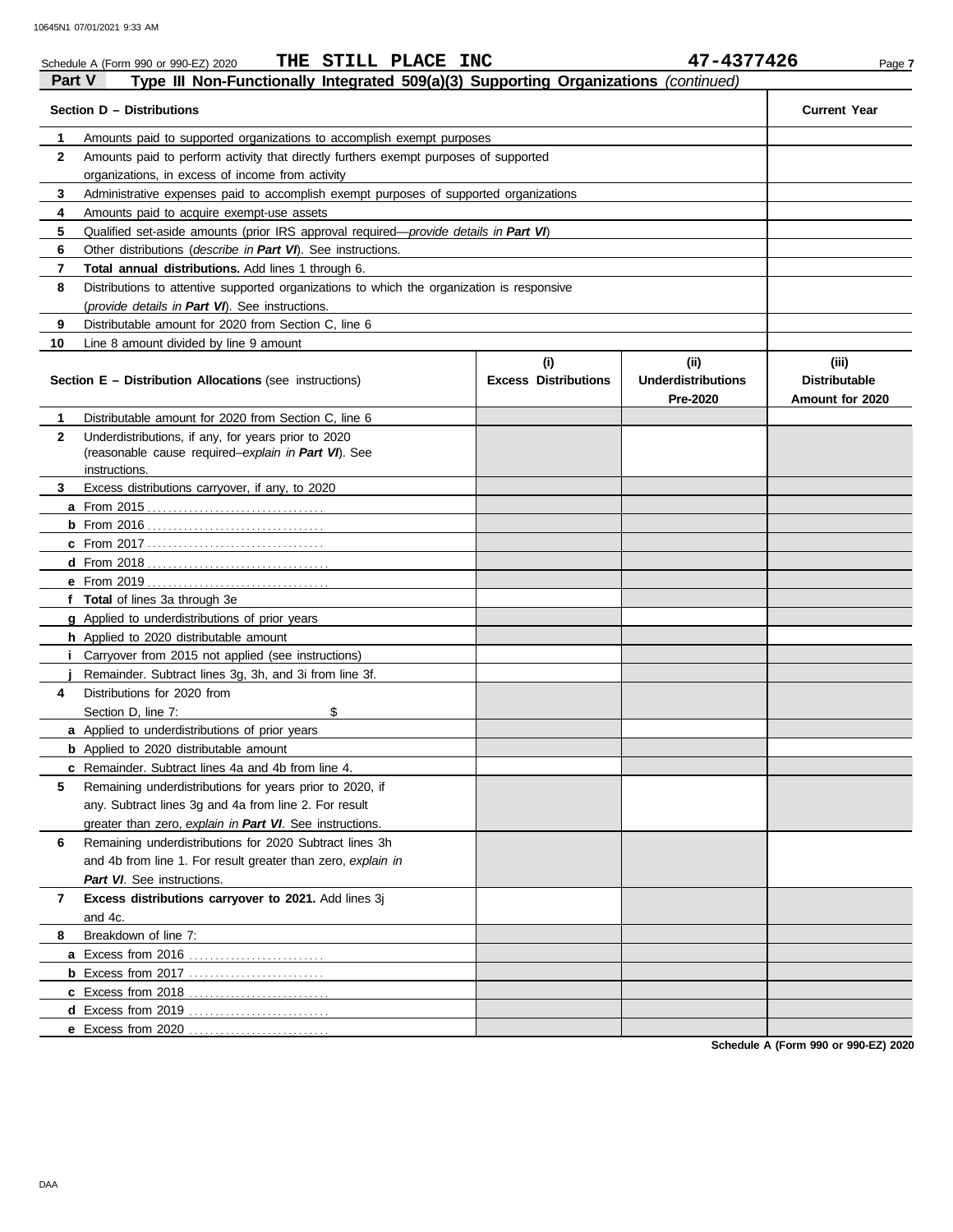Schedule A (Form 990 or 990-EZ) 2020 THE STILL PLACE INC 47-4377426

## Part V Type III Non-Functionally Integrated 509(a)(3) Supporting Organizations *(continued)*

| | **Section D – Distributions** | **Current Year** |
|---|---|---|
| **1** | Amounts paid to supported organizations to accomplish exempt purposes | |
| **2** | Amounts paid to perform activity that directly furthers exempt purposes of supported organizations, in excess of income from activity | |
| **3** | Administrative expenses paid to accomplish exempt purposes of supported organizations | |
| **4** | Amounts paid to acquire exempt-use assets | |
| **5** | Qualified set-aside amounts (prior IRS approval required—*provide details in **Part VI***) | |
| **6** | Other distributions (*describe in **Part VI***). See instructions. | |
| **7** | **Total annual distributions.** Add lines 1 through 6. | |
| **8** | Distributions to attentive supported organizations to which the organization is responsive (*provide details in **Part VI***). See instructions. | |
| **9** | Distributable amount for 2020 from Section C, line 6 | |
| **10** | Line 8 amount divided by line 9 amount | |

| | **Section E – Distribution Allocations** (see instructions) | **(i) Excess Distributions** | **(ii) Underdistributions Pre-2020** | **(iii) Distributable Amount for 2020** |
|---|---|---|---|---|
| **1** | Distributable amount for 2020 from Section C, line 6 | | | |
| **2** | Underdistributions, if any, for years prior to 2020 (reasonable cause required–*explain in **Part VI***). See instructions. | | | |
| **3** | Excess distributions carryover, if any, to 2020 | | | |
| **a** | From 2015 | | | |
| **b** | From 2016 | | | |
| **c** | From 2017 | | | |
| **d** | From 2018 | | | |
| **e** | From 2019 | | | |
| **f** | **Total** of lines 3a through 3e | | | |
| **g** | Applied to underdistributions of prior years | | | |
| **h** | Applied to 2020 distributable amount | | | |
| **i** | Carryover from 2015 not applied (see instructions) | | | |
| **j** | Remainder. Subtract lines 3g, 3h, and 3i from line 3f. | | | |
| **4** | Distributions for 2020 from Section D, line 7: $ | | | |
| **a** | Applied to underdistributions of prior years | | | |
| **b** | Applied to 2020 distributable amount | | | |
| **c** | Remainder. Subtract lines 4a and 4b from line 4. | | | |
| **5** | Remaining underdistributions for years prior to 2020, if any. Subtract lines 3g and 4a from line 2. For result greater than zero, *explain in **Part VI***. See instructions. | | | |
| **6** | Remaining underdistributions for 2020 Subtract lines 3h and 4b from line 1. For result greater than zero, *explain in **Part VI***. See instructions. | | | |
| **7** | **Excess distributions carryover to 2021.** Add lines 3j and 4c. | | | |
| **8** | Breakdown of line 7: | | | |
| **a** | Excess from 2016 | | | |
| **b** | Excess from 2017 | | | |
| **c** | Excess from 2018 | | | |
| **d** | Excess from 2019 | | | |
| **e** | Excess from 2020 | | | |

**Schedule A (Form 990 or 990-EZ) 2020**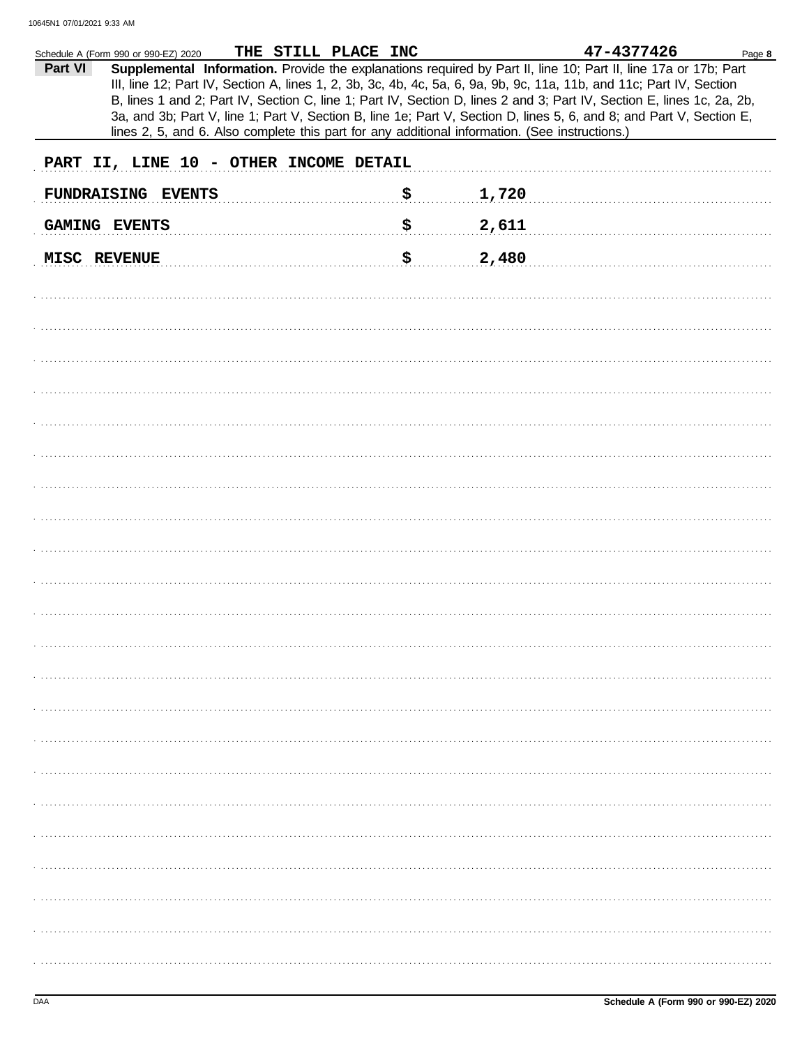Schedule A (Form 990 or 990-EZ) 2020 **THE STILL PLACE INC** **47-4377426**

**Part VI** **Supplemental Information.** Provide the explanations required by Part II, line 10; Part II, line 17a or 17b; Part III, line 12; Part IV, Section A, lines 1, 2, 3b, 3c, 4b, 4c, 5a, 6, 9a, 9b, 9c, 11a, 11b, and 11c; Part IV, Section B, lines 1 and 2; Part IV, Section C, line 1; Part IV, Section D, lines 2 and 3; Part IV, Section E, lines 1c, 2a, 2b, 3a, and 3b; Part V, line 1; Part V, Section B, line 1e; Part V, Section D, lines 5, 6, and 8; and Part V, Section E, lines 2, 5, and 6. Also complete this part for any additional information. (See instructions.)

**PART II, LINE 10 - OTHER INCOME DETAIL**

| | | |
|---|---|---|
| FUNDRAISING EVENTS | $ | 1,720 |
| GAMING EVENTS | $ | 2,611 |
| MISC REVENUE | $ | 2,480 |

DAA **Schedule A (Form 990 or 990-EZ) 2020**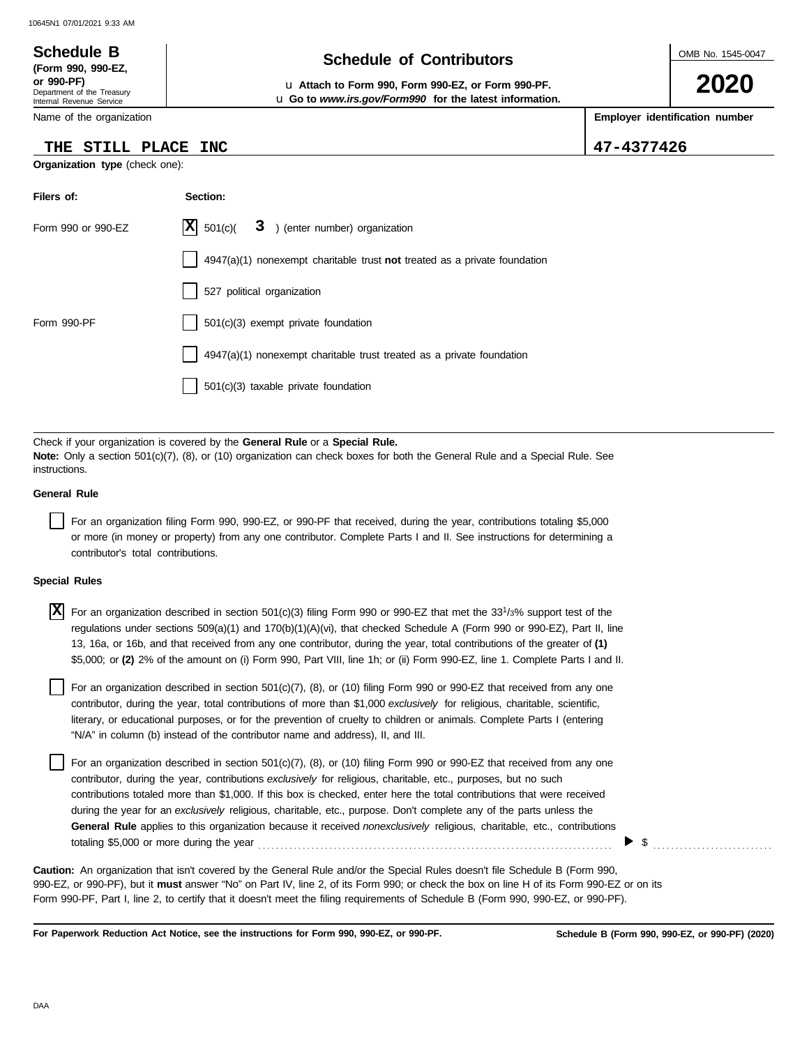10645N1 07/01/2021 9:33 AM

# Schedule B

**(Form 990, 990-EZ, or 990-PF)**
Department of the Treasury
Internal Revenue Service

## Schedule of Contributors

u **Attach to Form 990, Form 990-EZ, or Form 990-PF.**
u **Go to *www.irs.gov/Form990* for the latest information.**

OMB No. 1545-0047

**2020**

| Name of the organization | Employer identification number |
|---|---|
| THE STILL PLACE INC | 47-4377426 |

**Organization type** (check one):

| Filers of: | Section: |
|---|---|
| Form 990 or 990-EZ | [X] 501(c)( 3 ) (enter number) organization |
| | [ ] 4947(a)(1) nonexempt charitable trust **not** treated as a private foundation |
| | [ ] 527 political organization |
| Form 990-PF | [ ] 501(c)(3) exempt private foundation |
| | [ ] 4947(a)(1) nonexempt charitable trust treated as a private foundation |
| | [ ] 501(c)(3) taxable private foundation |

Check if your organization is covered by the **General Rule** or a **Special Rule.**
**Note:** Only a section 501(c)(7), (8), or (10) organization can check boxes for both the General Rule and a Special Rule. See instructions.

**General Rule**

[ ] For an organization filing Form 990, 990-EZ, or 990-PF that received, during the year, contributions totaling $5,000 or more (in money or property) from any one contributor. Complete Parts I and II. See instructions for determining a contributor's total contributions.

**Special Rules**

[X] For an organization described in section 501(c)(3) filing Form 990 or 990-EZ that met the 33 1/3% support test of the regulations under sections 509(a)(1) and 170(b)(1)(A)(vi), that checked Schedule A (Form 990 or 990-EZ), Part II, line 13, 16a, or 16b, and that received from any one contributor, during the year, total contributions of the greater of **(1)** $5,000; or **(2)** 2% of the amount on (i) Form 990, Part VIII, line 1h; or (ii) Form 990-EZ, line 1. Complete Parts I and II.

[ ] For an organization described in section 501(c)(7), (8), or (10) filing Form 990 or 990-EZ that received from any one contributor, during the year, total contributions of more than $1,000 *exclusively* for religious, charitable, scientific, literary, or educational purposes, or for the prevention of cruelty to children or animals. Complete Parts I (entering "N/A" in column (b) instead of the contributor name and address), II, and III.

[ ] For an organization described in section 501(c)(7), (8), or (10) filing Form 990 or 990-EZ that received from any one contributor, during the year, contributions *exclusively* for religious, charitable, etc., purposes, but no such contributions totaled more than $1,000. If this box is checked, enter here the total contributions that were received during the year for an *exclusively* religious, charitable, etc., purpose. Don't complete any of the parts unless the **General Rule** applies to this organization because it received *nonexclusively* religious, charitable, etc., contributions totaling $5,000 or more during the year . . . . . . . . . . ▶ $ . . . . . . . . . .

**Caution:** An organization that isn't covered by the General Rule and/or the Special Rules doesn't file Schedule B (Form 990, 990-EZ, or 990-PF), but it **must** answer "No" on Part IV, line 2, of its Form 990; or check the box on line H of its Form 990-EZ or on its Form 990-PF, Part I, line 2, to certify that it doesn't meet the filing requirements of Schedule B (Form 990, 990-EZ, or 990-PF).

**For Paperwork Reduction Act Notice, see the instructions for Form 990, 990-EZ, or 990-PF.** **Schedule B (Form 990, 990-EZ, or 990-PF) (2020)**

DAA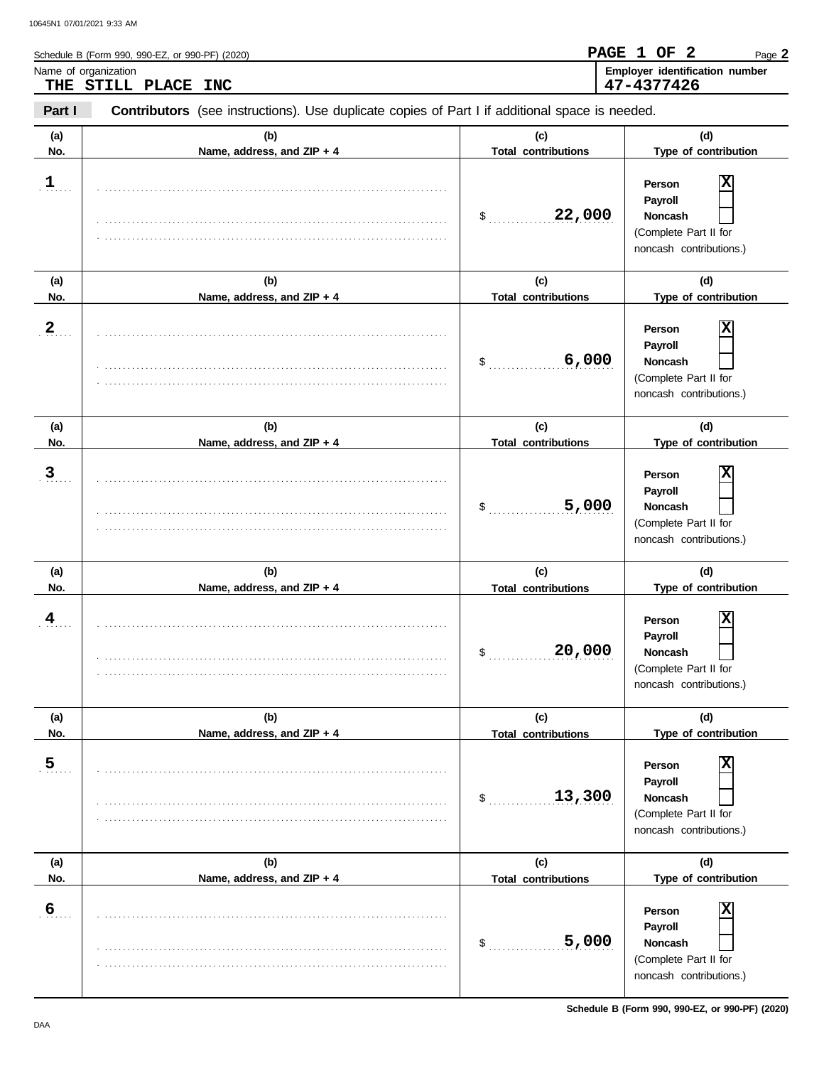Schedule B (Form 990, 990-EZ, or 990-PF) (2020)

**PAGE 1 OF 2**

Name of organization: **THE STILL PLACE INC**

Employer identification number: **47-4377426**

**Part I** **Contributors** (see instructions). Use duplicate copies of Part I if additional space is needed.

| (a) No. | (b) Name, address, and ZIP + 4 | (c) Total contributions | (d) Type of contribution |
|---|---|---|---|
| 1 | | $ 22,000 | Person [X] Payroll [ ] Noncash [ ] (Complete Part II for noncash contributions.) |
| 2 | | $ 6,000 | Person [X] Payroll [ ] Noncash [ ] (Complete Part II for noncash contributions.) |
| 3 | | $ 5,000 | Person [X] Payroll [ ] Noncash [ ] (Complete Part II for noncash contributions.) |
| 4 | | $ 20,000 | Person [X] Payroll [ ] Noncash [ ] (Complete Part II for noncash contributions.) |
| 5 | | $ 13,300 | Person [X] Payroll [ ] Noncash [ ] (Complete Part II for noncash contributions.) |
| 6 | | $ 5,000 | Person [X] Payroll [ ] Noncash [ ] (Complete Part II for noncash contributions.) |

**Schedule B (Form 990, 990-EZ, or 990-PF) (2020)**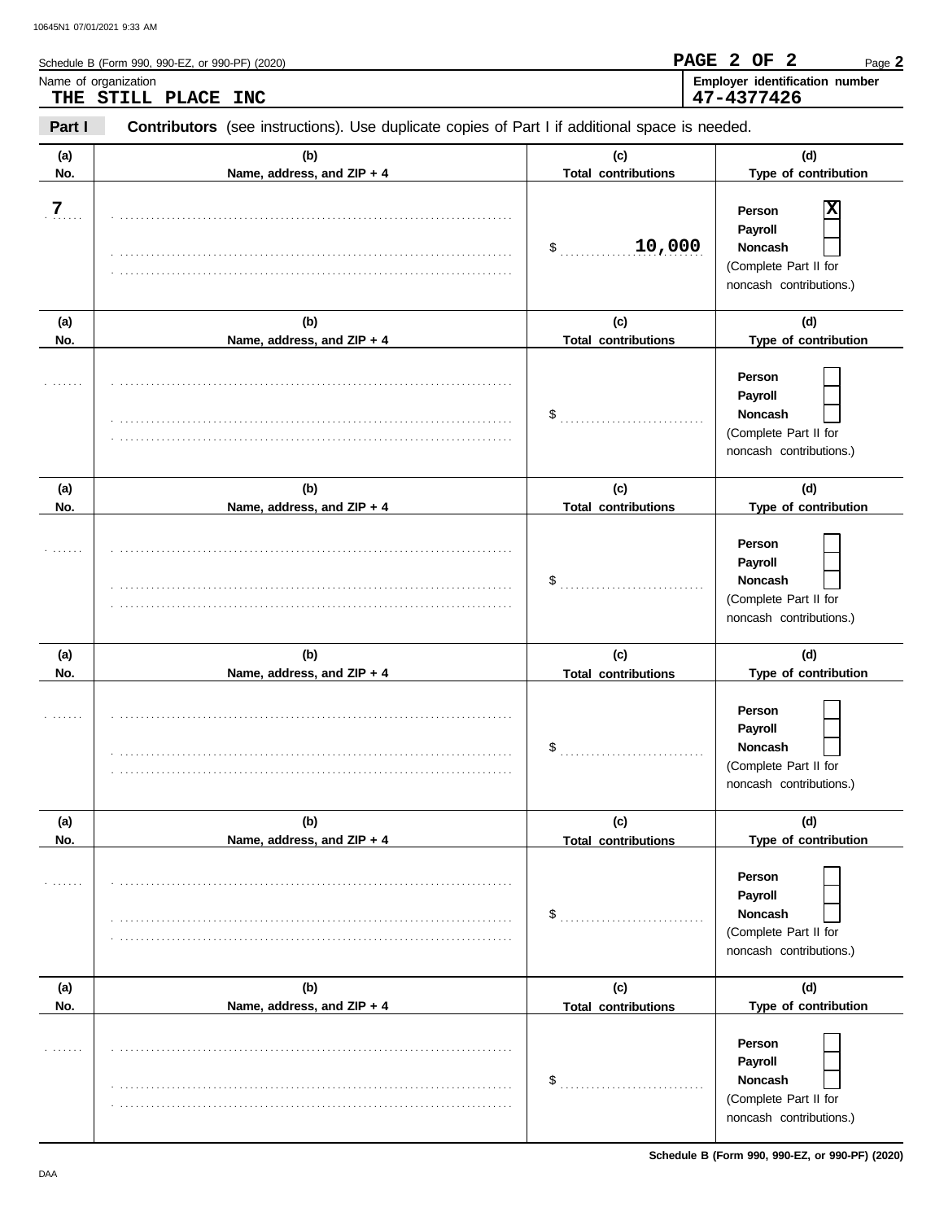Schedule B (Form 990, 990-EZ, or 990-PF) (2020)

**PAGE 2 OF 2**

Name of organization: **THE STILL PLACE INC**

**Employer identification number:** **47-4377426**

**Part I** **Contributors** (see instructions). Use duplicate copies of Part I if additional space is needed.

| (a) No. | (b) Name, address, and ZIP + 4 | (c) Total contributions | (d) Type of contribution |
|---|---|---|---|
| 7 | | $ 10,000 | Person [X] Payroll [ ] Noncash [ ] (Complete Part II for noncash contributions.) |
| | | $ | Person [ ] Payroll [ ] Noncash [ ] (Complete Part II for noncash contributions.) |
| | | $ | Person [ ] Payroll [ ] Noncash [ ] (Complete Part II for noncash contributions.) |
| | | $ | Person [ ] Payroll [ ] Noncash [ ] (Complete Part II for noncash contributions.) |
| | | $ | Person [ ] Payroll [ ] Noncash [ ] (Complete Part II for noncash contributions.) |
| | | $ | Person [ ] Payroll [ ] Noncash [ ] (Complete Part II for noncash contributions.) |

Schedule B (Form 990, 990-EZ, or 990-PF) (2020)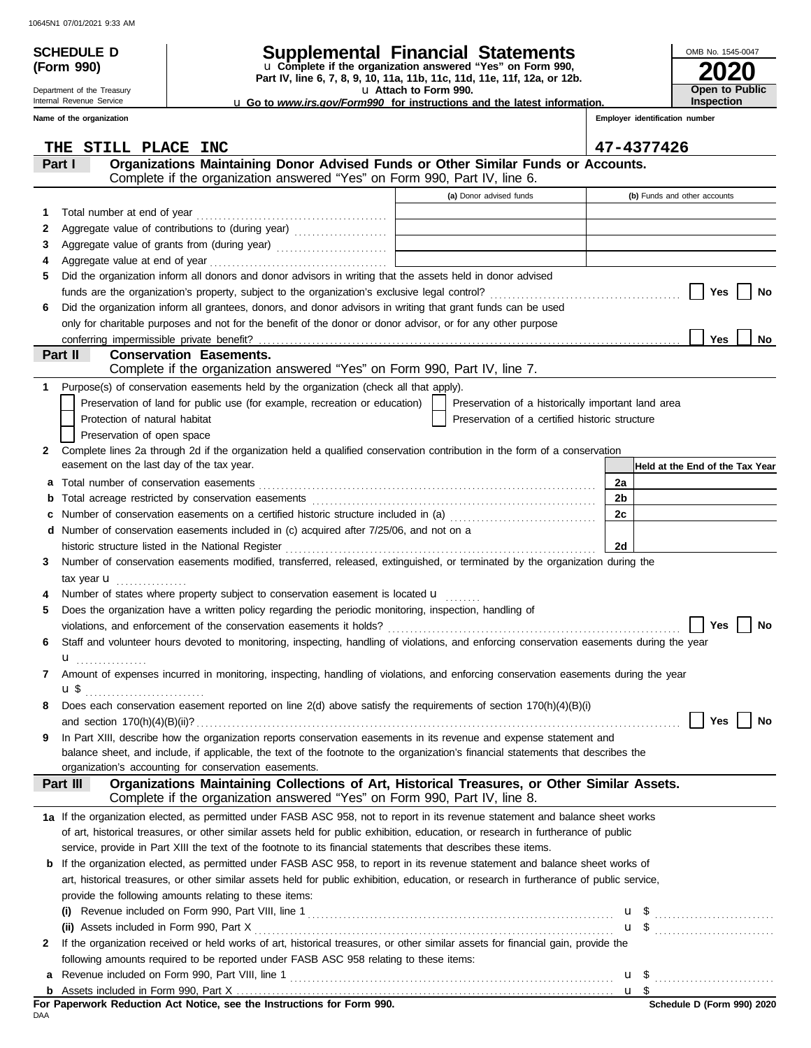10645N1 07/01/2021 9:33 AM

**SCHEDULE D (Form 990)**

Department of the Treasury
Internal Revenue Service

# Supplemental Financial Statements

u Complete if the organization answered "Yes" on Form 990, Part IV, line 6, 7, 8, 9, 10, 11a, 11b, 11c, 11d, 11e, 11f, 12a, or 12b.
u Attach to Form 990.
u Go to *www.irs.gov/Form990* for instructions and the latest information.

OMB No. 1545-0047
**2020**
**Open to Public Inspection**

**Name of the organization:** THE STILL PLACE INC
**Employer identification number:** 47-4377426

## Part I — Organizations Maintaining Donor Advised Funds or Other Similar Funds or Accounts.
Complete if the organization answered "Yes" on Form 990, Part IV, line 6.

| | | (a) Donor advised funds | (b) Funds and other accounts |
|---|---|---|---|
| 1 | Total number at end of year | | |
| 2 | Aggregate value of contributions to (during year) | | |
| 3 | Aggregate value of grants from (during year) | | |
| 4 | Aggregate value at end of year | | |

5 Did the organization inform all donors and donor advisors in writing that the assets held in donor advised funds are the organization's property, subject to the organization's exclusive legal control? ☐ Yes ☐ No

6 Did the organization inform all grantees, donors, and donor advisors in writing that grant funds can be used only for charitable purposes and not for the benefit of the donor or donor advisor, or for any other purpose conferring impermissible private benefit? ☐ Yes ☐ No

## Part II — Conservation Easements.
Complete if the organization answered "Yes" on Form 990, Part IV, line 7.

1 Purpose(s) of conservation easements held by the organization (check all that apply).

- ☐ Preservation of land for public use (for example, recreation or education)
- ☐ Preservation of a historically important land area
- ☐ Protection of natural habitat
- ☐ Preservation of a certified historic structure
- ☐ Preservation of open space

2 Complete lines 2a through 2d if the organization held a qualified conservation contribution in the form of a conservation easement on the last day of the tax year.

| | | | Held at the End of the Tax Year |
|---|---|---|---|
| a | Total number of conservation easements | 2a | |
| b | Total acreage restricted by conservation easements | 2b | |
| c | Number of conservation easements on a certified historic structure included in (a) | 2c | |
| d | Number of conservation easements included in (c) acquired after 7/25/06, and not on a historic structure listed in the National Register | 2d | |

3 Number of conservation easements modified, transferred, released, extinguished, or terminated by the organization during the tax year u

4 Number of states where property subject to conservation easement is located u

5 Does the organization have a written policy regarding the periodic monitoring, inspection, handling of violations, and enforcement of the conservation easements it holds? ☐ Yes ☐ No

6 Staff and volunteer hours devoted to monitoring, inspecting, handling of violations, and enforcing conservation easements during the year u

7 Amount of expenses incurred in monitoring, inspecting, handling of violations, and enforcing conservation easements during the year u $

8 Does each conservation easement reported on line 2(d) above satisfy the requirements of section 170(h)(4)(B)(i) and section 170(h)(4)(B)(ii)? ☐ Yes ☐ No

9 In Part XIII, describe how the organization reports conservation easements in its revenue and expense statement and balance sheet, and include, if applicable, the text of the footnote to the organization's financial statements that describes the organization's accounting for conservation easements.

## Part III — Organizations Maintaining Collections of Art, Historical Treasures, or Other Similar Assets.
Complete if the organization answered "Yes" on Form 990, Part IV, line 8.

1a If the organization elected, as permitted under FASB ASC 958, not to report in its revenue statement and balance sheet works of art, historical treasures, or other similar assets held for public exhibition, education, or research in furtherance of public service, provide in Part XIII the text of the footnote to its financial statements that describes these items.

b If the organization elected, as permitted under FASB ASC 958, to report in its revenue statement and balance sheet works of art, historical treasures, or other similar assets held for public exhibition, education, or research in furtherance of public service, provide the following amounts relating to these items:

(i) Revenue included on Form 990, Part VIII, line 1 u $

(ii) Assets included in Form 990, Part X u $

2 If the organization received or held works of art, historical treasures, or other similar assets for financial gain, provide the following amounts required to be reported under FASB ASC 958 relating to these items:

a Revenue included on Form 990, Part VIII, line 1 u $

b Assets included in Form 990, Part X u $

**For Paperwork Reduction Act Notice, see the Instructions for Form 990.**

DAA

**Schedule D (Form 990) 2020**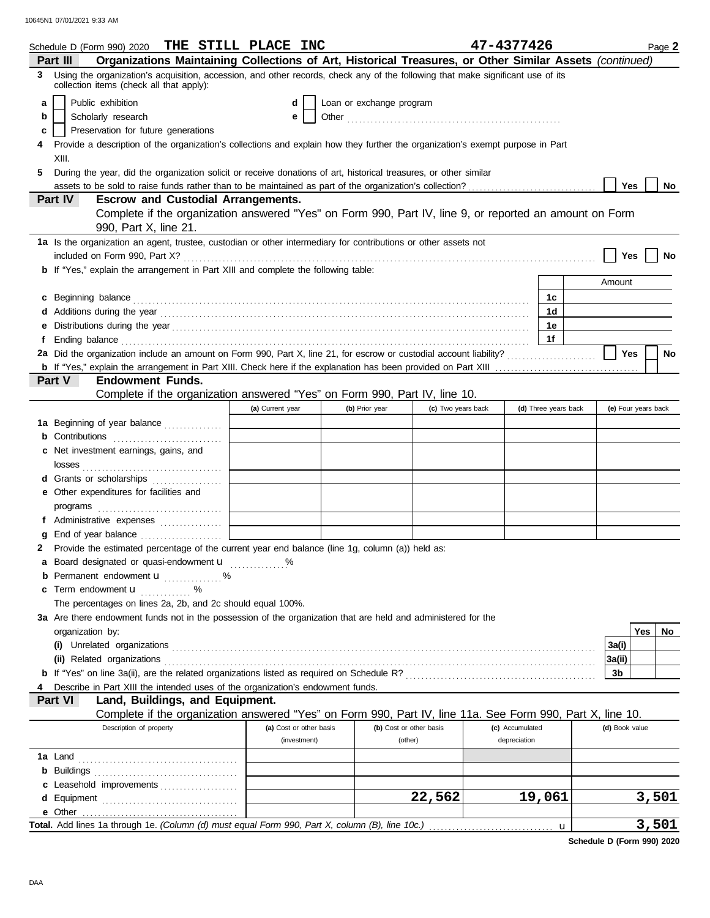Schedule D (Form 990) 2020 **THE STILL PLACE INC** **47-4377426** Page **2**

## Part III Organizations Maintaining Collections of Art, Historical Treasures, or Other Similar Assets *(continued)*

**3** Using the organization's acquisition, accession, and other records, check any of the following that make significant use of its collection items (check all that apply):

- **a** ☐ Public exhibition
- **b** ☐ Scholarly research
- **c** ☐ Preservation for future generations
- **d** ☐ Loan or exchange program
- **e** ☐ Other ..........

**4** Provide a description of the organization's collections and explain how they further the organization's exempt purpose in Part XIII.

**5** During the year, did the organization solicit or receive donations of art, historical treasures, or other similar assets to be sold to raise funds rather than to be maintained as part of the organization's collection? ☐ Yes ☐ No

## Part IV Escrow and Custodial Arrangements.

Complete if the organization answered "Yes" on Form 990, Part IV, line 9, or reported an amount on Form 990, Part X, line 21.

**1a** Is the organization an agent, trustee, custodian or other intermediary for contributions or other assets not included on Form 990, Part X? ☐ Yes ☐ No

**b** If "Yes," explain the arrangement in Part XIII and complete the following table:

| | | Amount |
|---|---|---|
| **c** Beginning balance | 1c | |
| **d** Additions during the year | 1d | |
| **e** Distributions during the year | 1e | |
| **f** Ending balance | 1f | |

**2a** Did the organization include an amount on Form 990, Part X, line 21, for escrow or custodial account liability? ☐ Yes ☐ No

**b** If "Yes," explain the arrangement in Part XIII. Check here if the explanation has been provided on Part XIII ☐

## Part V Endowment Funds.

Complete if the organization answered "Yes" on Form 990, Part IV, line 10.

| | (a) Current year | (b) Prior year | (c) Two years back | (d) Three years back | (e) Four years back |
|---|---|---|---|---|---|
| **1a** Beginning of year balance | | | | | |
| **b** Contributions | | | | | |
| **c** Net investment earnings, gains, and losses | | | | | |
| **d** Grants or scholarships | | | | | |
| **e** Other expenditures for facilities and programs | | | | | |
| **f** Administrative expenses | | | | | |
| **g** End of year balance | | | | | |

**2** Provide the estimated percentage of the current year end balance (line 1g, column (a)) held as:

- **a** Board designated or quasi-endowment u ..........%
- **b** Permanent endowment u ..........%
- **c** Term endowment u ..........%

The percentages on lines 2a, 2b, and 2c should equal 100%.

**3a** Are there endowment funds not in the possession of the organization that are held and administered for the organization by:

| | | Yes | No |
|---|---|---|---|
| **(i)** Unrelated organizations | 3a(i) | | |
| **(ii)** Related organizations | 3a(ii) | | |
| **b** If "Yes" on line 3a(ii), are the related organizations listed as required on Schedule R? | 3b | | |

**4** Describe in Part XIII the intended uses of the organization's endowment funds.

## Part VI Land, Buildings, and Equipment.

Complete if the organization answered "Yes" on Form 990, Part IV, line 11a. See Form 990, Part X, line 10.

| Description of property | (a) Cost or other basis (investment) | (b) Cost or other basis (other) | (c) Accumulated depreciation | (d) Book value |
|---|---|---|---|---|
| **1a** Land | | | | |
| **b** Buildings | | | | |
| **c** Leasehold improvements | | | | |
| **d** Equipment | | 22,562 | 19,061 | 3,501 |
| **e** Other | | | | |
| **Total.** Add lines 1a through 1e. *(Column (d) must equal Form 990, Part X, column (B), line 10c.)* u | | | | 3,501 |

**Schedule D (Form 990) 2020**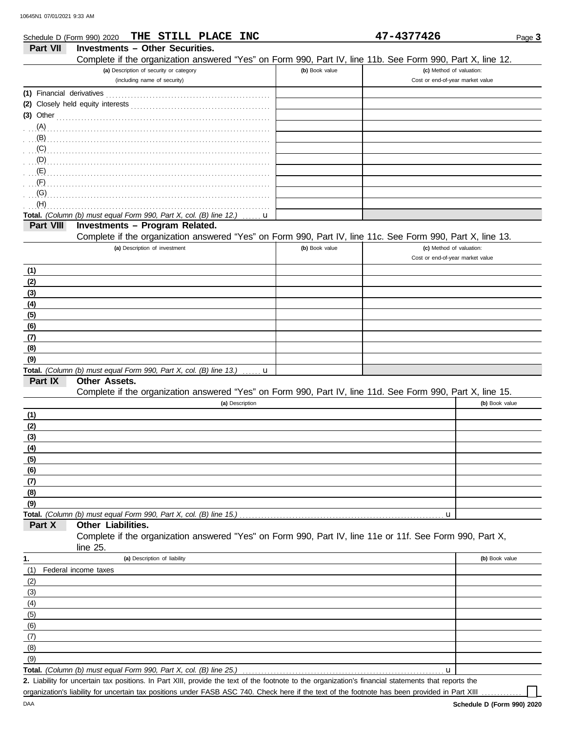Schedule D (Form 990) 2020 **THE STILL PLACE INC** **47-4377426**

## Part VII Investments – Other Securities.

Complete if the organization answered "Yes" on Form 990, Part IV, line 11b. See Form 990, Part X, line 12.

| (a) Description of security or category (including name of security) | (b) Book value | (c) Method of valuation: Cost or end-of-year market value |
|---|---|---|
| (1) Financial derivatives | | |
| (2) Closely held equity interests | | |
| (3) Other | | |
| (A) | | |
| (B) | | |
| (C) | | |
| (D) | | |
| (E) | | |
| (F) | | |
| (G) | | |
| (H) | | |
| **Total.** *(Column (b) must equal Form 990, Part X, col. (B) line 12.)* u | | |

## Part VIII Investments – Program Related.

Complete if the organization answered "Yes" on Form 990, Part IV, line 11c. See Form 990, Part X, line 13.

| (a) Description of investment | (b) Book value | (c) Method of valuation: Cost or end-of-year market value |
|---|---|---|
| (1) | | |
| (2) | | |
| (3) | | |
| (4) | | |
| (5) | | |
| (6) | | |
| (7) | | |
| (8) | | |
| (9) | | |
| **Total.** *(Column (b) must equal Form 990, Part X, col. (B) line 13.)* u | | |

## Part IX Other Assets.

Complete if the organization answered "Yes" on Form 990, Part IV, line 11d. See Form 990, Part X, line 15.

| (a) Description | (b) Book value |
|---|---|
| (1) | |
| (2) | |
| (3) | |
| (4) | |
| (5) | |
| (6) | |
| (7) | |
| (8) | |
| (9) | |
| **Total.** *(Column (b) must equal Form 990, Part X, col. (B) line 15.)* u | |

## Part X Other Liabilities.

Complete if the organization answered "Yes" on Form 990, Part IV, line 11e or 11f. See Form 990, Part X, line 25.

| 1. (a) Description of liability | (b) Book value |
|---|---|
| (1) Federal income taxes | |
| (2) | |
| (3) | |
| (4) | |
| (5) | |
| (6) | |
| (7) | |
| (8) | |
| (9) | |
| **Total.** *(Column (b) must equal Form 990, Part X, col. (B) line 25.)* u | |

**2.** Liability for uncertain tax positions. In Part XIII, provide the text of the footnote to the organization's financial statements that reports the organization's liability for uncertain tax positions under FASB ASC 740. Check here if the text of the footnote has been provided in Part XIII ☐

Schedule D (Form 990) 2020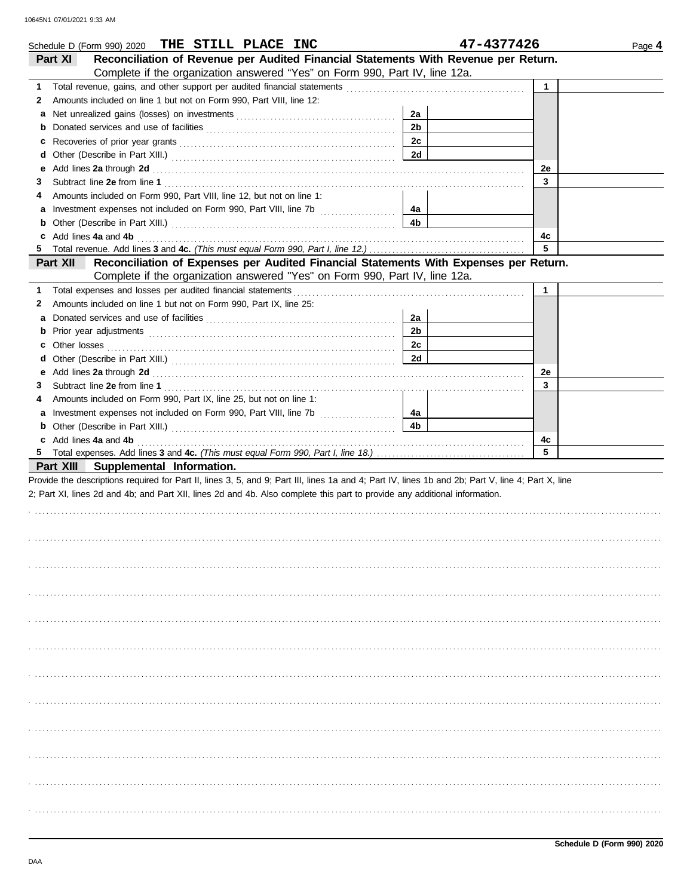Schedule D (Form 990) 2020 **THE STILL PLACE INC** **47-4377426** Page **4**

## Part XI Reconciliation of Revenue per Audited Financial Statements With Revenue per Return.

Complete if the organization answered "Yes" on Form 990, Part IV, line 12a.

| | | | | | |
|---|---|---|---|---|---|
| **1** | Total revenue, gains, and other support per audited financial statements | | | 1 | |
| **2** | Amounts included on line 1 but not on Form 990, Part VIII, line 12: | | | | |
| **a** | Net unrealized gains (losses) on investments | 2a | | | |
| **b** | Donated services and use of facilities | 2b | | | |
| **c** | Recoveries of prior year grants | 2c | | | |
| **d** | Other (Describe in Part XIII.) | 2d | | | |
| **e** | Add lines **2a** through **2d** | | | 2e | |
| **3** | Subtract line **2e** from line **1** | | | 3 | |
| **4** | Amounts included on Form 990, Part VIII, line 12, but not on line 1: | | | | |
| **a** | Investment expenses not included on Form 990, Part VIII, line 7b | 4a | | | |
| **b** | Other (Describe in Part XIII.) | 4b | | | |
| **c** | Add lines **4a** and **4b** | | | 4c | |
| **5** | Total revenue. Add lines **3** and **4c.** *(This must equal Form 990, Part I, line 12.)* | | | 5 | |

## Part XII Reconciliation of Expenses per Audited Financial Statements With Expenses per Return.

Complete if the organization answered "Yes" on Form 990, Part IV, line 12a.

| | | | | | |
|---|---|---|---|---|---|
| **1** | Total expenses and losses per audited financial statements | | | 1 | |
| **2** | Amounts included on line 1 but not on Form 990, Part IX, line 25: | | | | |
| **a** | Donated services and use of facilities | 2a | | | |
| **b** | Prior year adjustments | 2b | | | |
| **c** | Other losses | 2c | | | |
| **d** | Other (Describe in Part XIII.) | 2d | | | |
| **e** | Add lines **2a** through **2d** | | | 2e | |
| **3** | Subtract line **2e** from line **1** | | | 3 | |
| **4** | Amounts included on Form 990, Part IX, line 25, but not on line 1: | | | | |
| **a** | Investment expenses not included on Form 990, Part VIII, line 7b | 4a | | | |
| **b** | Other (Describe in Part XIII.) | 4b | | | |
| **c** | Add lines **4a** and **4b** | | | 4c | |
| **5** | Total expenses. Add lines **3** and **4c.** *(This must equal Form 990, Part I, line 18.)* | | | 5 | |

## Part XIII Supplemental Information.

Provide the descriptions required for Part II, lines 3, 5, and 9; Part III, lines 1a and 4; Part IV, lines 1b and 2b; Part V, line 4; Part X, line 2; Part XI, lines 2d and 4b; and Part XII, lines 2d and 4b. Also complete this part to provide any additional information.

**Schedule D (Form 990) 2020**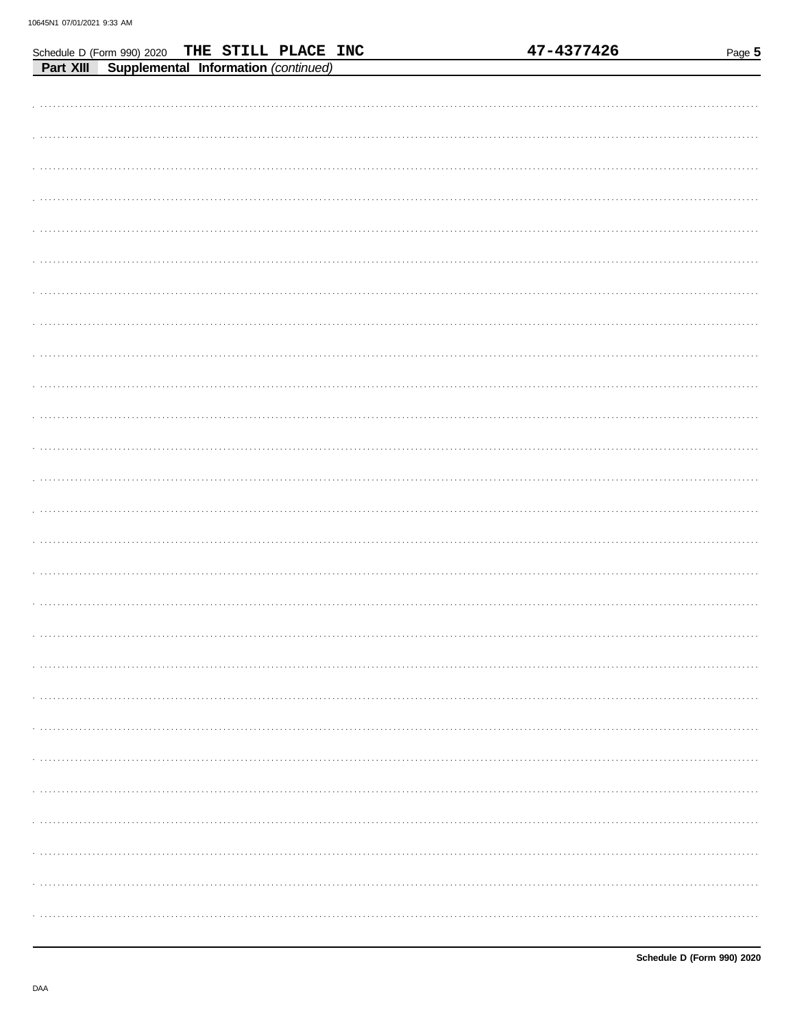Schedule D (Form 990) 2020 THE STILL PLACE INC 47-4377426

**Part XIII Supplemental Information** *(continued)*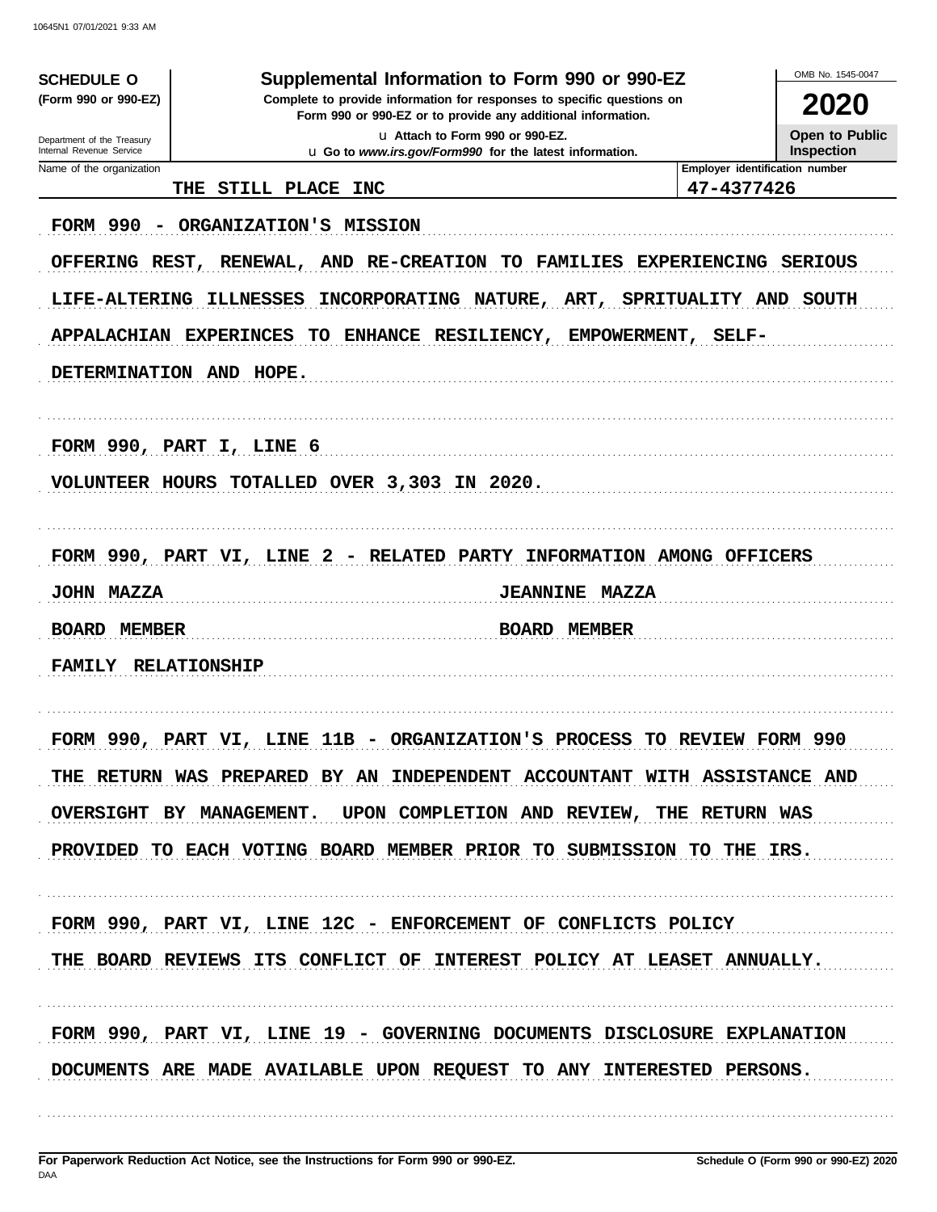**SCHEDULE O**
**(Form 990 or 990-EZ)**

Department of the Treasury
Internal Revenue Service

# Supplemental Information to Form 990 or 990-EZ

**Complete to provide information for responses to specific questions on Form 990 or 990-EZ or to provide any additional information.**

u Attach to Form 990 or 990-EZ.
u Go to *www.irs.gov/Form990* for the latest information.

OMB No. 1545-0047

**2020**

**Open to Public Inspection**

| Name of the organization | Employer identification number |
| --- | --- |
| THE STILL PLACE INC | 47-4377426 |

FORM 990 - ORGANIZATION'S MISSION

OFFERING REST, RENEWAL, AND RE-CREATION TO FAMILIES EXPERIENCING SERIOUS LIFE-ALTERING ILLNESSES INCORPORATING NATURE, ART, SPRITUALITY AND SOUTH APPALACHIAN EXPERINCES TO ENHANCE RESILIENCY, EMPOWERMENT, SELF-DETERMINATION AND HOPE.

FORM 990, PART I, LINE 6

VOLUNTEER HOURS TOTALLED OVER 3,303 IN 2020.

FORM 990, PART VI, LINE 2 - RELATED PARTY INFORMATION AMONG OFFICERS

| | |
| --- | --- |
| JOHN MAZZA | JEANNINE MAZZA |
| BOARD MEMBER | BOARD MEMBER |
| FAMILY RELATIONSHIP | |

FORM 990, PART VI, LINE 11B - ORGANIZATION'S PROCESS TO REVIEW FORM 990

THE RETURN WAS PREPARED BY AN INDEPENDENT ACCOUNTANT WITH ASSISTANCE AND OVERSIGHT BY MANAGEMENT. UPON COMPLETION AND REVIEW, THE RETURN WAS PROVIDED TO EACH VOTING BOARD MEMBER PRIOR TO SUBMISSION TO THE IRS.

FORM 990, PART VI, LINE 12C - ENFORCEMENT OF CONFLICTS POLICY

THE BOARD REVIEWS ITS CONFLICT OF INTEREST POLICY AT LEASET ANNUALLY.

FORM 990, PART VI, LINE 19 - GOVERNING DOCUMENTS DISCLOSURE EXPLANATION

DOCUMENTS ARE MADE AVAILABLE UPON REQUEST TO ANY INTERESTED PERSONS.

**For Paperwork Reduction Act Notice, see the Instructions for Form 990 or 990-EZ.**

DAA

**Schedule O (Form 990 or 990-EZ) 2020**